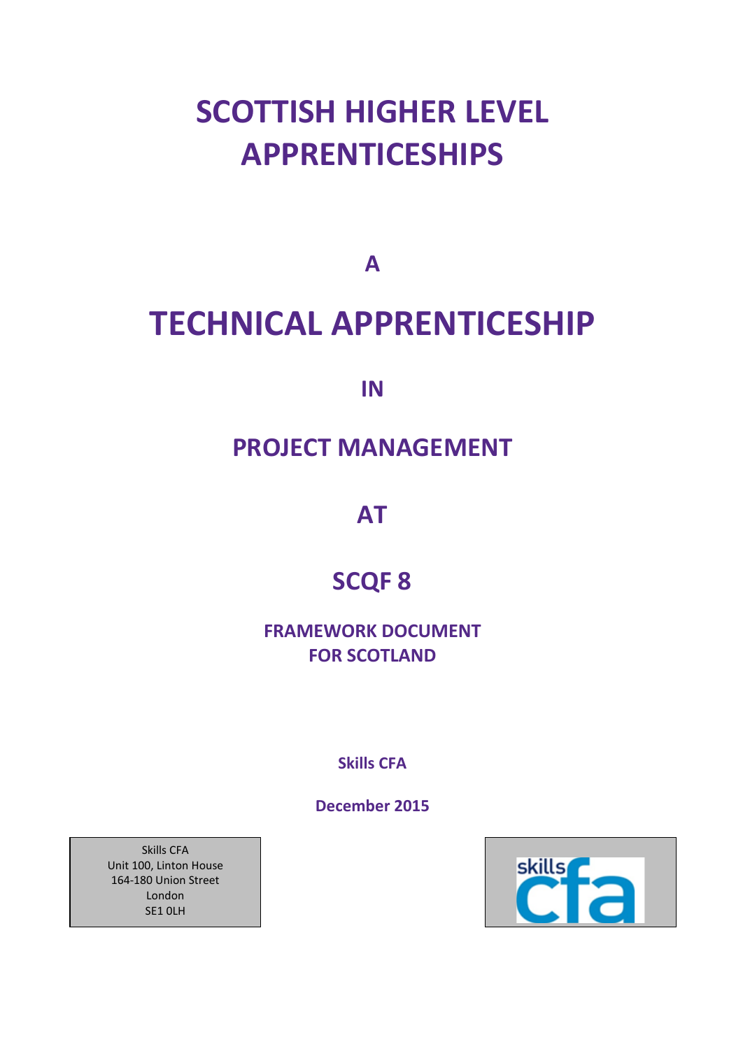# SCOTTISH HIGHER LEVEL APPRENTICESHIPS

**A**

# TECHNICAL APPRENTICESHIP

**IN**

## PROJECT MANAGEMENT

**AT**

## SCQF 8

**FRAMEWORK DOCUMENT FOR SCOTLAND**

**Skills CFA**

**December 2015**

Skills CFA
Unit 100, Linton House
164-180 Union Street
London
SE1 0LH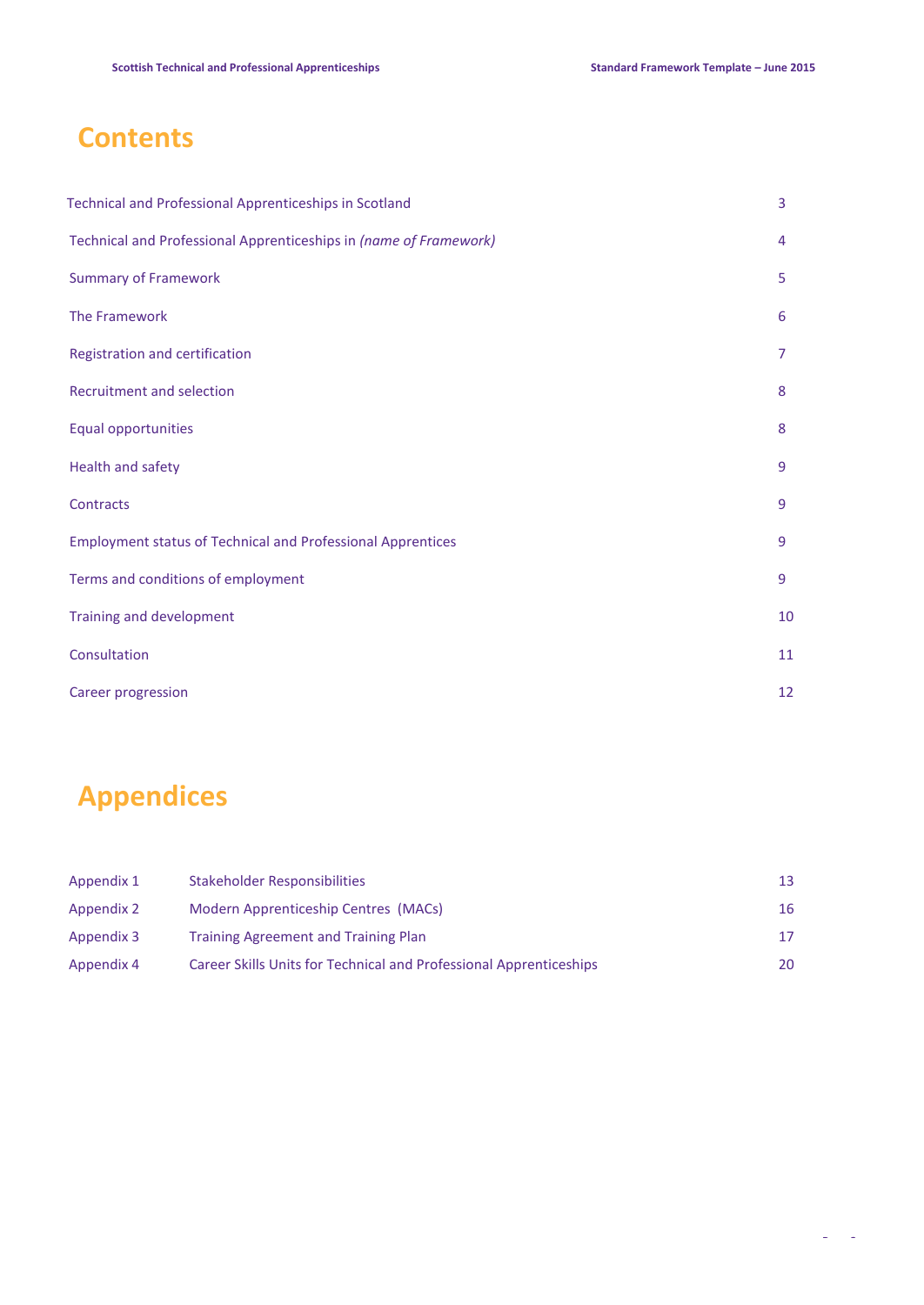# Contents

| | |
|---|---|
| Technical and Professional Apprenticeships in Scotland | 3 |
| Technical and Professional Apprenticeships in *(name of Framework)* | 4 |
| Summary of Framework | 5 |
| The Framework | 6 |
| Registration and certification | 7 |
| Recruitment and selection | 8 |
| Equal opportunities | 8 |
| Health and safety | 9 |
| Contracts | 9 |
| Employment status of Technical and Professional Apprentices | 9 |
| Terms and conditions of employment | 9 |
| Training and development | 10 |
| Consultation | 11 |
| Career progression | 12 |

# Appendices

| | | |
|---|---|---|
| Appendix 1 | Stakeholder Responsibilities | 13 |
| Appendix 2 | Modern Apprenticeship Centres (MACs) | 16 |
| Appendix 3 | Training Agreement and Training Plan | 17 |
| Appendix 4 | Career Skills Units for Technical and Professional Apprenticeships | 20 |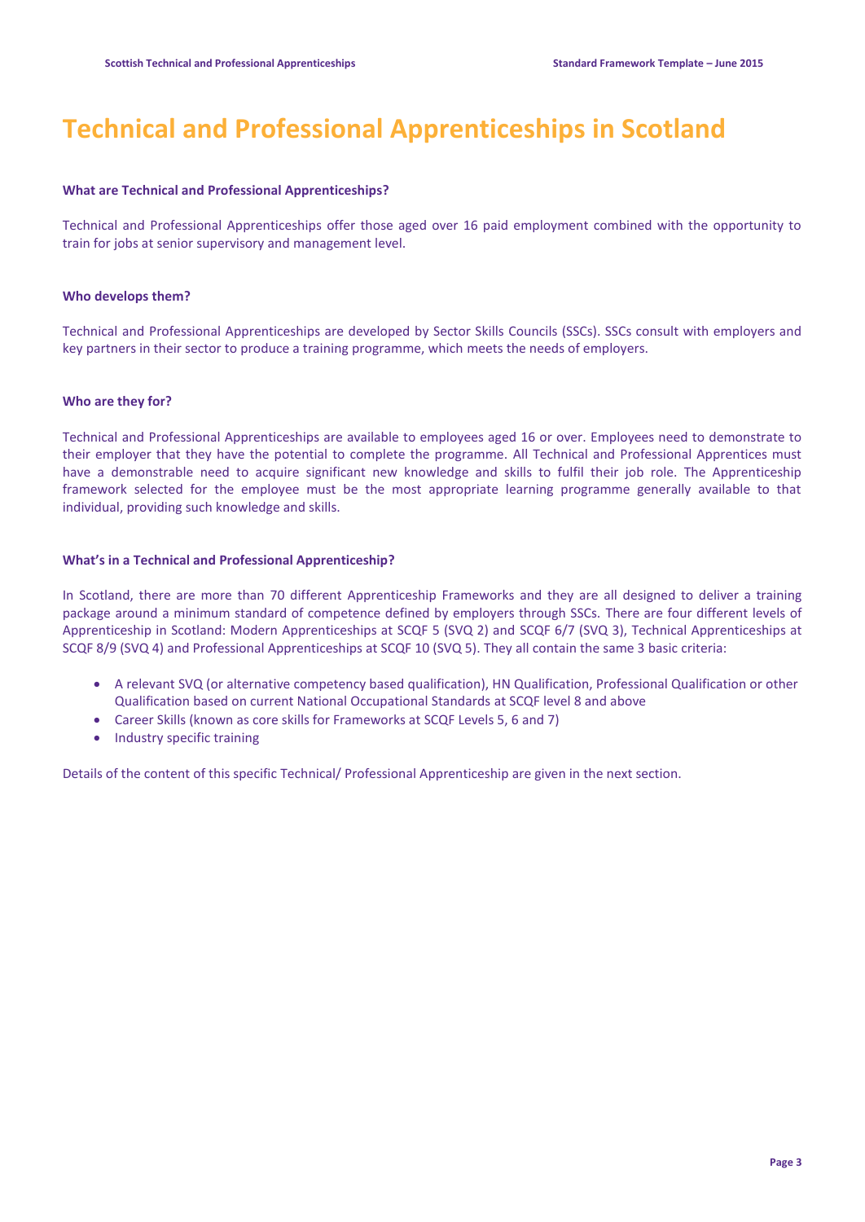# Technical and Professional Apprenticeships in Scotland

### What are Technical and Professional Apprenticeships?

Technical and Professional Apprenticeships offer those aged over 16 paid employment combined with the opportunity to train for jobs at senior supervisory and management level.

### Who develops them?

Technical and Professional Apprenticeships are developed by Sector Skills Councils (SSCs). SSCs consult with employers and key partners in their sector to produce a training programme, which meets the needs of employers.

### Who are they for?

Technical and Professional Apprenticeships are available to employees aged 16 or over. Employees need to demonstrate to their employer that they have the potential to complete the programme. All Technical and Professional Apprentices must have a demonstrable need to acquire significant new knowledge and skills to fulfil their job role. The Apprenticeship framework selected for the employee must be the most appropriate learning programme generally available to that individual, providing such knowledge and skills.

### What's in a Technical and Professional Apprenticeship?

In Scotland, there are more than 70 different Apprenticeship Frameworks and they are all designed to deliver a training package around a minimum standard of competence defined by employers through SSCs. There are four different levels of Apprenticeship in Scotland: Modern Apprenticeships at SCQF 5 (SVQ 2) and SCQF 6/7 (SVQ 3), Technical Apprenticeships at SCQF 8/9 (SVQ 4) and Professional Apprenticeships at SCQF 10 (SVQ 5). They all contain the same 3 basic criteria:

- A relevant SVQ (or alternative competency based qualification), HN Qualification, Professional Qualification or other Qualification based on current National Occupational Standards at SCQF level 8 and above
- Career Skills (known as core skills for Frameworks at SCQF Levels 5, 6 and 7)
- Industry specific training

Details of the content of this specific Technical/ Professional Apprenticeship are given in the next section.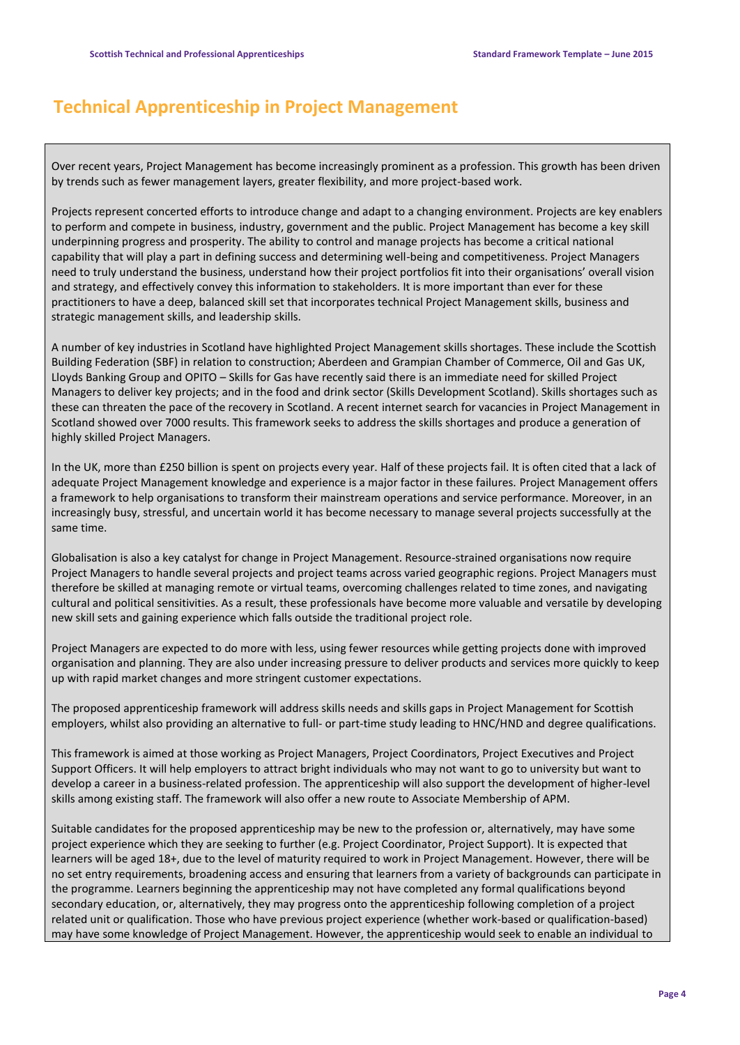# Technical Apprenticeship in Project Management

Over recent years, Project Management has become increasingly prominent as a profession. This growth has been driven by trends such as fewer management layers, greater flexibility, and more project-based work.

Projects represent concerted efforts to introduce change and adapt to a changing environment. Projects are key enablers to perform and compete in business, industry, government and the public. Project Management has become a key skill underpinning progress and prosperity. The ability to control and manage projects has become a critical national capability that will play a part in defining success and determining well-being and competitiveness. Project Managers need to truly understand the business, understand how their project portfolios fit into their organisations' overall vision and strategy, and effectively convey this information to stakeholders. It is more important than ever for these practitioners to have a deep, balanced skill set that incorporates technical Project Management skills, business and strategic management skills, and leadership skills.

A number of key industries in Scotland have highlighted Project Management skills shortages. These include the Scottish Building Federation (SBF) in relation to construction; Aberdeen and Grampian Chamber of Commerce, Oil and Gas UK, Lloyds Banking Group and OPITO – Skills for Gas have recently said there is an immediate need for skilled Project Managers to deliver key projects; and in the food and drink sector (Skills Development Scotland). Skills shortages such as these can threaten the pace of the recovery in Scotland. A recent internet search for vacancies in Project Management in Scotland showed over 7000 results. This framework seeks to address the skills shortages and produce a generation of highly skilled Project Managers.

In the UK, more than £250 billion is spent on projects every year. Half of these projects fail. It is often cited that a lack of adequate Project Management knowledge and experience is a major factor in these failures. Project Management offers a framework to help organisations to transform their mainstream operations and service performance. Moreover, in an increasingly busy, stressful, and uncertain world it has become necessary to manage several projects successfully at the same time.

Globalisation is also a key catalyst for change in Project Management. Resource-strained organisations now require Project Managers to handle several projects and project teams across varied geographic regions. Project Managers must therefore be skilled at managing remote or virtual teams, overcoming challenges related to time zones, and navigating cultural and political sensitivities. As a result, these professionals have become more valuable and versatile by developing new skill sets and gaining experience which falls outside the traditional project role.

Project Managers are expected to do more with less, using fewer resources while getting projects done with improved organisation and planning. They are also under increasing pressure to deliver products and services more quickly to keep up with rapid market changes and more stringent customer expectations.

The proposed apprenticeship framework will address skills needs and skills gaps in Project Management for Scottish employers, whilst also providing an alternative to full- or part-time study leading to HNC/HND and degree qualifications.

This framework is aimed at those working as Project Managers, Project Coordinators, Project Executives and Project Support Officers. It will help employers to attract bright individuals who may not want to go to university but want to develop a career in a business-related profession. The apprenticeship will also support the development of higher-level skills among existing staff. The framework will also offer a new route to Associate Membership of APM.

Suitable candidates for the proposed apprenticeship may be new to the profession or, alternatively, may have some project experience which they are seeking to further (e.g. Project Coordinator, Project Support). It is expected that learners will be aged 18+, due to the level of maturity required to work in Project Management. However, there will be no set entry requirements, broadening access and ensuring that learners from a variety of backgrounds can participate in the programme. Learners beginning the apprenticeship may not have completed any formal qualifications beyond secondary education, or, alternatively, they may progress onto the apprenticeship following completion of a project related unit or qualification. Those who have previous project experience (whether work-based or qualification-based) may have some knowledge of Project Management. However, the apprenticeship would seek to enable an individual to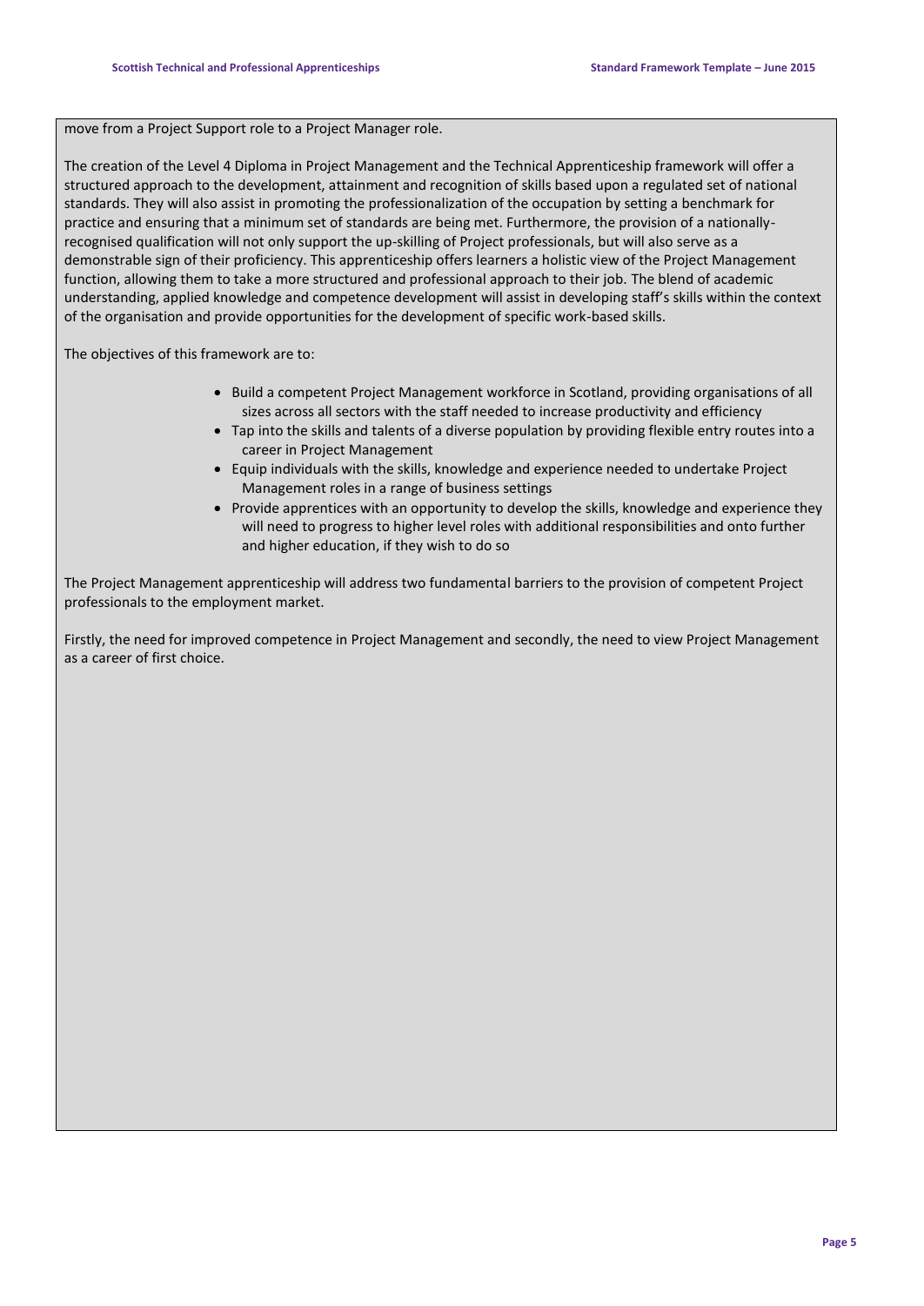move from a Project Support role to a Project Manager role.

The creation of the Level 4 Diploma in Project Management and the Technical Apprenticeship framework will offer a structured approach to the development, attainment and recognition of skills based upon a regulated set of national standards. They will also assist in promoting the professionalization of the occupation by setting a benchmark for practice and ensuring that a minimum set of standards are being met. Furthermore, the provision of a nationally-recognised qualification will not only support the up-skilling of Project professionals, but will also serve as a demonstrable sign of their proficiency. This apprenticeship offers learners a holistic view of the Project Management function, allowing them to take a more structured and professional approach to their job. The blend of academic understanding, applied knowledge and competence development will assist in developing staff's skills within the context of the organisation and provide opportunities for the development of specific work-based skills.

The objectives of this framework are to:

- Build a competent Project Management workforce in Scotland, providing organisations of all sizes across all sectors with the staff needed to increase productivity and efficiency
- Tap into the skills and talents of a diverse population by providing flexible entry routes into a career in Project Management
- Equip individuals with the skills, knowledge and experience needed to undertake Project Management roles in a range of business settings
- Provide apprentices with an opportunity to develop the skills, knowledge and experience they will need to progress to higher level roles with additional responsibilities and onto further and higher education, if they wish to do so

The Project Management apprenticeship will address two fundamental barriers to the provision of competent Project professionals to the employment market.

Firstly, the need for improved competence in Project Management and secondly, the need to view Project Management as a career of first choice.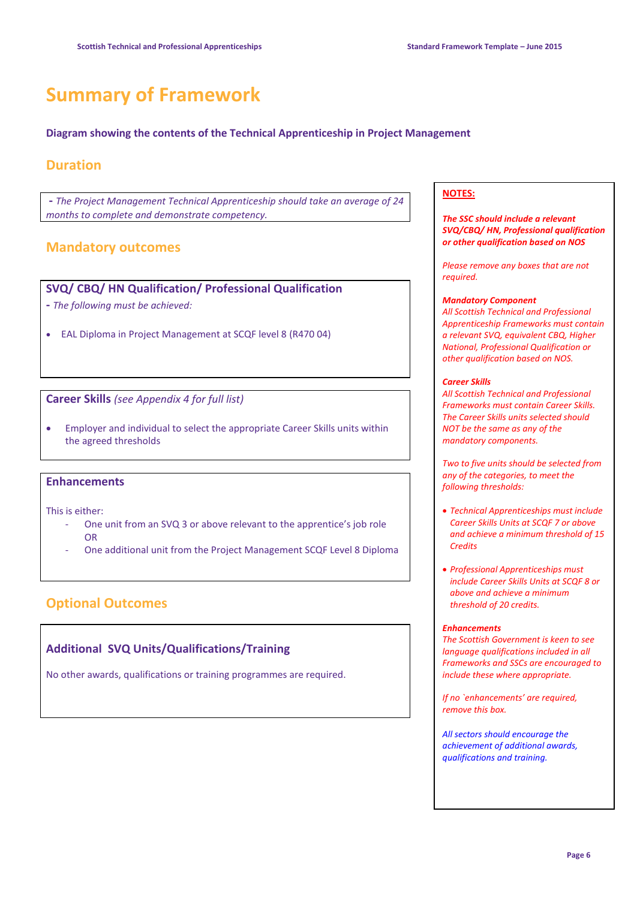# Summary of Framework

**Diagram showing the contents of the Technical Apprenticeship in Project Management**

## Duration

- *The Project Management Technical Apprenticeship should take an average of 24 months to complete and demonstrate competency.*

## Mandatory outcomes

### SVQ/ CBQ/ HN Qualification/ Professional Qualification

- *The following must be achieved:*

- EAL Diploma in Project Management at SCQF level 8 (R470 04)

### Career Skills *(see Appendix 4 for full list)*

- Employer and individual to select the appropriate Career Skills units within the agreed thresholds

### Enhancements

This is either:

- One unit from an SVQ 3 or above relevant to the apprentice's job role OR
- One additional unit from the Project Management SCQF Level 8 Diploma

## Optional Outcomes

### Additional SVQ Units/Qualifications/Training

No other awards, qualifications or training programmes are required.

---

**NOTES:**

***The SSC should include a relevant SVQ/CBQ/ HN, Professional qualification or other qualification based on NOS***

*Please remove any boxes that are not required.*

***Mandatory Component***
*All Scottish Technical and Professional Apprenticeship Frameworks must contain a relevant SVQ, equivalent CBQ, Higher National, Professional Qualification or other qualification based on NOS.*

***Career Skills***
*All Scottish Technical and Professional Frameworks must contain Career Skills. The Career Skills units selected should NOT be the same as any of the mandatory components.*

*Two to five units should be selected from any of the categories, to meet the following thresholds:*

- *Technical Apprenticeships must include Career Skills Units at SCQF 7 or above and achieve a minimum threshold of 15 Credits*
- *Professional Apprenticeships must include Career Skills Units at SCQF 8 or above and achieve a minimum threshold of 20 credits.*

***Enhancements***
*The Scottish Government is keen to see language qualifications included in all Frameworks and SSCs are encouraged to include these where appropriate.*

*If no `enhancements' are required, remove this box.*

*All sectors should encourage the achievement of additional awards, qualifications and training.*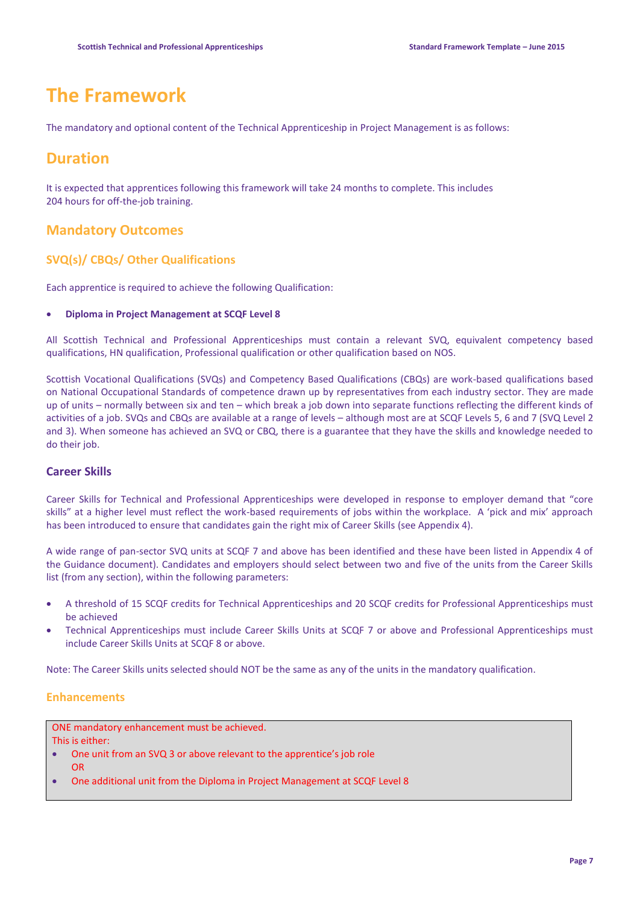# The Framework

The mandatory and optional content of the Technical Apprenticeship in Project Management is as follows:

## Duration

It is expected that apprentices following this framework will take 24 months to complete. This includes 204 hours for off-the-job training.

## Mandatory Outcomes

### SVQ(s)/ CBQs/ Other Qualifications

Each apprentice is required to achieve the following Qualification:

- **Diploma in Project Management at SCQF Level 8**

All Scottish Technical and Professional Apprenticeships must contain a relevant SVQ, equivalent competency based qualifications, HN qualification, Professional qualification or other qualification based on NOS.

Scottish Vocational Qualifications (SVQs) and Competency Based Qualifications (CBQs) are work-based qualifications based on National Occupational Standards of competence drawn up by representatives from each industry sector. They are made up of units – normally between six and ten – which break a job down into separate functions reflecting the different kinds of activities of a job. SVQs and CBQs are available at a range of levels – although most are at SCQF Levels 5, 6 and 7 (SVQ Level 2 and 3). When someone has achieved an SVQ or CBQ, there is a guarantee that they have the skills and knowledge needed to do their job.

### Career Skills

Career Skills for Technical and Professional Apprenticeships were developed in response to employer demand that "core skills" at a higher level must reflect the work-based requirements of jobs within the workplace. A 'pick and mix' approach has been introduced to ensure that candidates gain the right mix of Career Skills (see Appendix 4).

A wide range of pan-sector SVQ units at SCQF 7 and above has been identified and these have been listed in Appendix 4 of the Guidance document). Candidates and employers should select between two and five of the units from the Career Skills list (from any section), within the following parameters:

- A threshold of 15 SCQF credits for Technical Apprenticeships and 20 SCQF credits for Professional Apprenticeships must be achieved
- Technical Apprenticeships must include Career Skills Units at SCQF 7 or above and Professional Apprenticeships must include Career Skills Units at SCQF 8 or above.

Note: The Career Skills units selected should NOT be the same as any of the units in the mandatory qualification.

### Enhancements

ONE mandatory enhancement must be achieved.
This is either:

- One unit from an SVQ 3 or above relevant to the apprentice's job role
  OR
- One additional unit from the Diploma in Project Management at SCQF Level 8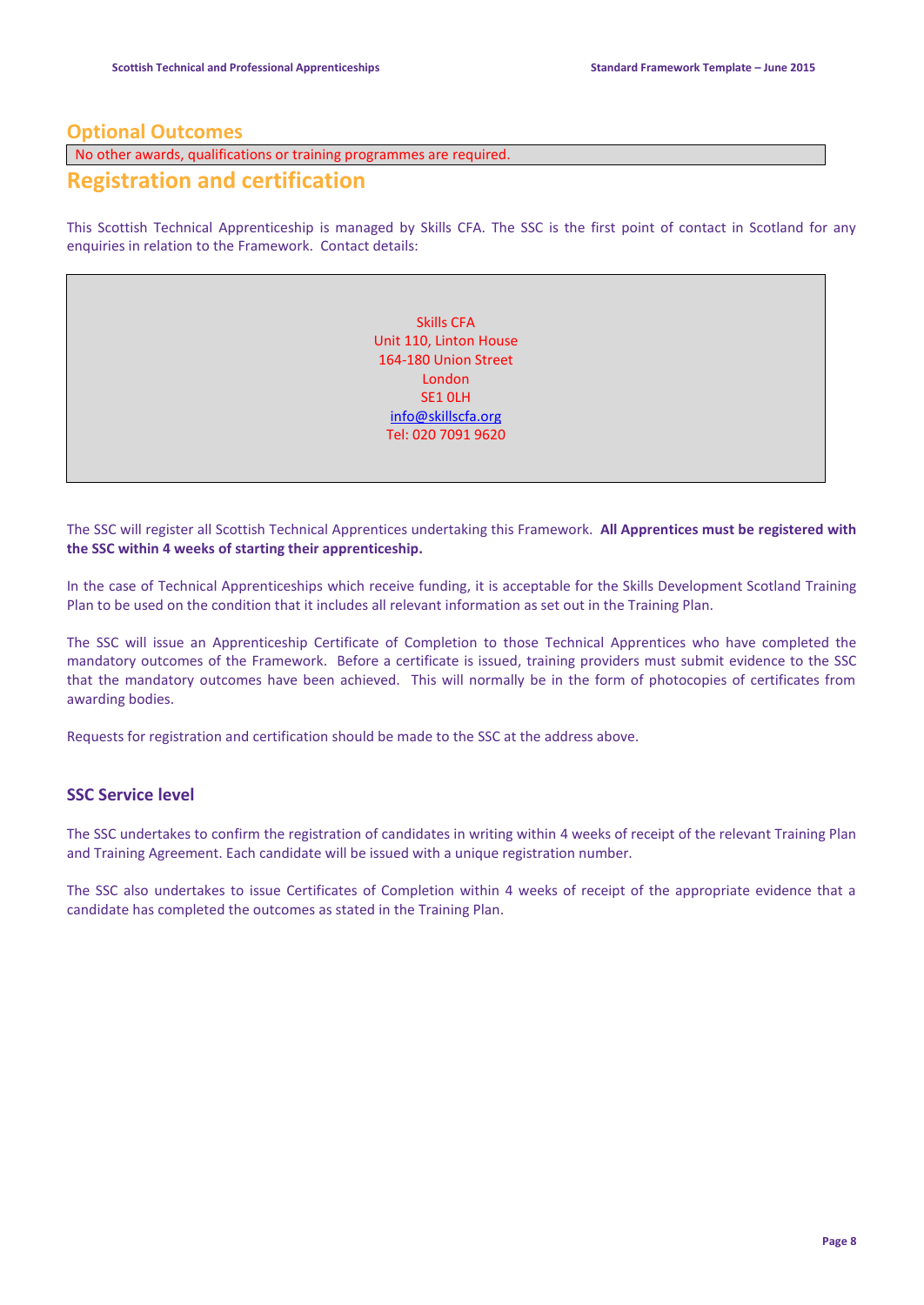## Optional Outcomes

No other awards, qualifications or training programmes are required.

## Registration and certification

This Scottish Technical Apprenticeship is managed by Skills CFA. The SSC is the first point of contact in Scotland for any enquiries in relation to the Framework. Contact details:

Skills CFA  
Unit 110, Linton House  
164-180 Union Street  
London  
SE1 0LH  
info@skillscfa.org  
Tel: 020 7091 9620

The SSC will register all Scottish Technical Apprentices undertaking this Framework. **All Apprentices must be registered with the SSC within 4 weeks of starting their apprenticeship.**

In the case of Technical Apprenticeships which receive funding, it is acceptable for the Skills Development Scotland Training Plan to be used on the condition that it includes all relevant information as set out in the Training Plan.

The SSC will issue an Apprenticeship Certificate of Completion to those Technical Apprentices who have completed the mandatory outcomes of the Framework. Before a certificate is issued, training providers must submit evidence to the SSC that the mandatory outcomes have been achieved. This will normally be in the form of photocopies of certificates from awarding bodies.

Requests for registration and certification should be made to the SSC at the address above.

### SSC Service level

The SSC undertakes to confirm the registration of candidates in writing within 4 weeks of receipt of the relevant Training Plan and Training Agreement. Each candidate will be issued with a unique registration number.

The SSC also undertakes to issue Certificates of Completion within 4 weeks of receipt of the appropriate evidence that a candidate has completed the outcomes as stated in the Training Plan.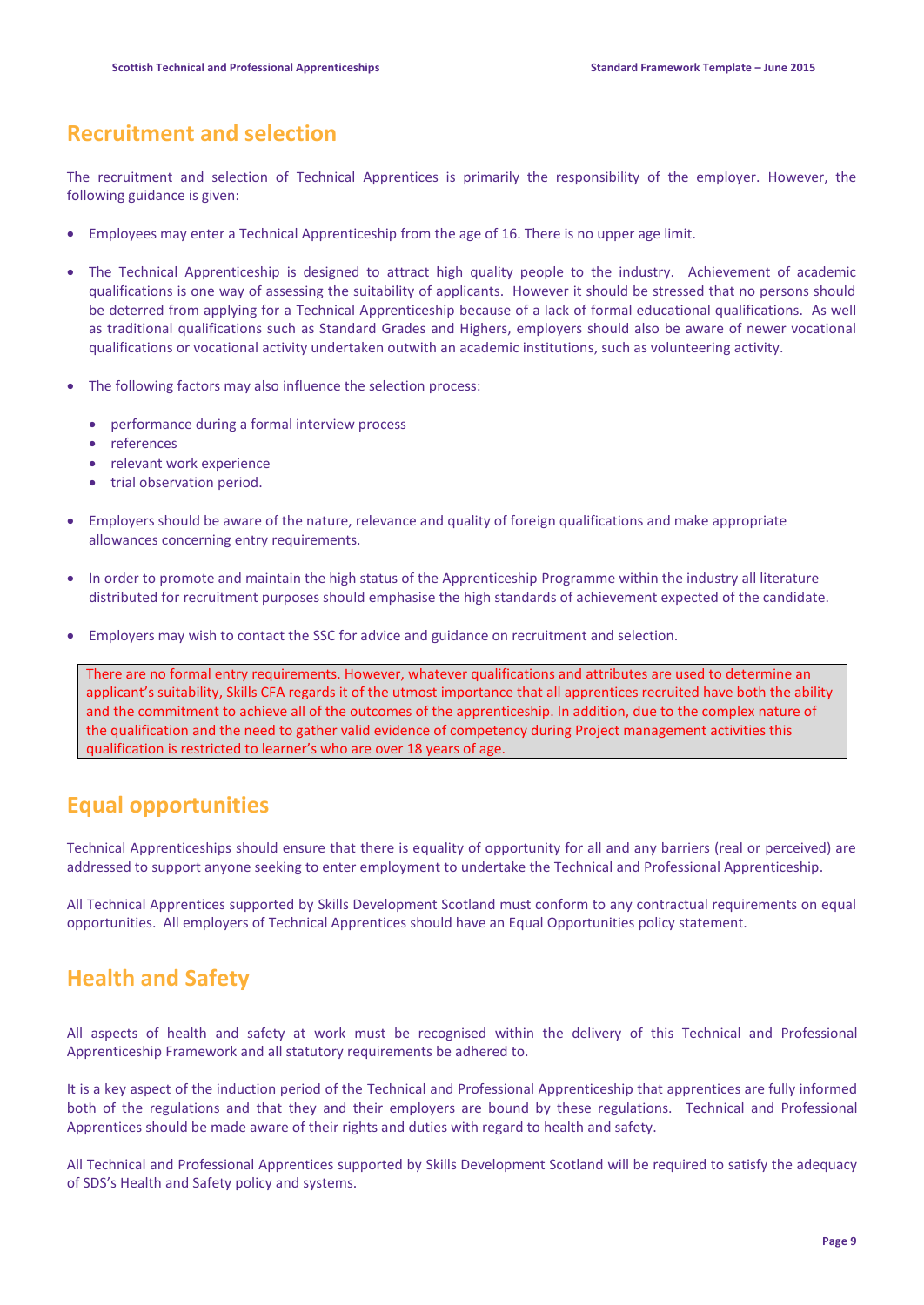## Recruitment and selection

The recruitment and selection of Technical Apprentices is primarily the responsibility of the employer. However, the following guidance is given:

- Employees may enter a Technical Apprenticeship from the age of 16. There is no upper age limit.
- The Technical Apprenticeship is designed to attract high quality people to the industry. Achievement of academic qualifications is one way of assessing the suitability of applicants. However it should be stressed that no persons should be deterred from applying for a Technical Apprenticeship because of a lack of formal educational qualifications. As well as traditional qualifications such as Standard Grades and Highers, employers should also be aware of newer vocational qualifications or vocational activity undertaken outwith an academic institutions, such as volunteering activity.
- The following factors may also influence the selection process:
    - performance during a formal interview process
    - references
    - relevant work experience
    - trial observation period.
- Employers should be aware of the nature, relevance and quality of foreign qualifications and make appropriate allowances concerning entry requirements.
- In order to promote and maintain the high status of the Apprenticeship Programme within the industry all literature distributed for recruitment purposes should emphasise the high standards of achievement expected of the candidate.
- Employers may wish to contact the SSC for advice and guidance on recruitment and selection.

There are no formal entry requirements. However, whatever qualifications and attributes are used to determine an applicant's suitability, Skills CFA regards it of the utmost importance that all apprentices recruited have both the ability and the commitment to achieve all of the outcomes of the apprenticeship. In addition, due to the complex nature of the qualification and the need to gather valid evidence of competency during Project management activities this qualification is restricted to learner's who are over 18 years of age.

## Equal opportunities

Technical Apprenticeships should ensure that there is equality of opportunity for all and any barriers (real or perceived) are addressed to support anyone seeking to enter employment to undertake the Technical and Professional Apprenticeship.

All Technical Apprentices supported by Skills Development Scotland must conform to any contractual requirements on equal opportunities. All employers of Technical Apprentices should have an Equal Opportunities policy statement.

## Health and Safety

All aspects of health and safety at work must be recognised within the delivery of this Technical and Professional Apprenticeship Framework and all statutory requirements be adhered to.

It is a key aspect of the induction period of the Technical and Professional Apprenticeship that apprentices are fully informed both of the regulations and that they and their employers are bound by these regulations. Technical and Professional Apprentices should be made aware of their rights and duties with regard to health and safety.

All Technical and Professional Apprentices supported by Skills Development Scotland will be required to satisfy the adequacy of SDS's Health and Safety policy and systems.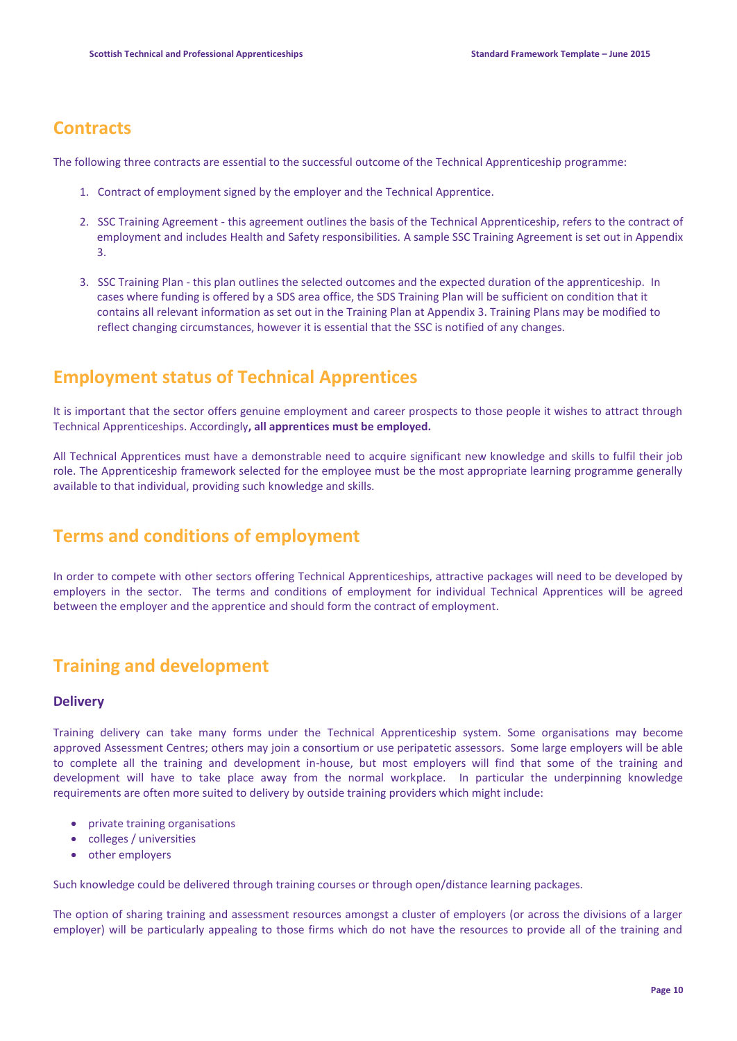## Contracts

The following three contracts are essential to the successful outcome of the Technical Apprenticeship programme:

1. Contract of employment signed by the employer and the Technical Apprentice.

2. SSC Training Agreement - this agreement outlines the basis of the Technical Apprenticeship, refers to the contract of employment and includes Health and Safety responsibilities. A sample SSC Training Agreement is set out in Appendix 3.

3. SSC Training Plan - this plan outlines the selected outcomes and the expected duration of the apprenticeship. In cases where funding is offered by a SDS area office, the SDS Training Plan will be sufficient on condition that it contains all relevant information as set out in the Training Plan at Appendix 3. Training Plans may be modified to reflect changing circumstances, however it is essential that the SSC is notified of any changes.

## Employment status of Technical Apprentices

It is important that the sector offers genuine employment and career prospects to those people it wishes to attract through Technical Apprenticeships. Accordingly**, all apprentices must be employed.**

All Technical Apprentices must have a demonstrable need to acquire significant new knowledge and skills to fulfil their job role. The Apprenticeship framework selected for the employee must be the most appropriate learning programme generally available to that individual, providing such knowledge and skills.

## Terms and conditions of employment

In order to compete with other sectors offering Technical Apprenticeships, attractive packages will need to be developed by employers in the sector. The terms and conditions of employment for individual Technical Apprentices will be agreed between the employer and the apprentice and should form the contract of employment.

## Training and development

### Delivery

Training delivery can take many forms under the Technical Apprenticeship system. Some organisations may become approved Assessment Centres; others may join a consortium or use peripatetic assessors. Some large employers will be able to complete all the training and development in-house, but most employers will find that some of the training and development will have to take place away from the normal workplace. In particular the underpinning knowledge requirements are often more suited to delivery by outside training providers which might include:

- private training organisations
- colleges / universities
- other employers

Such knowledge could be delivered through training courses or through open/distance learning packages.

The option of sharing training and assessment resources amongst a cluster of employers (or across the divisions of a larger employer) will be particularly appealing to those firms which do not have the resources to provide all of the training and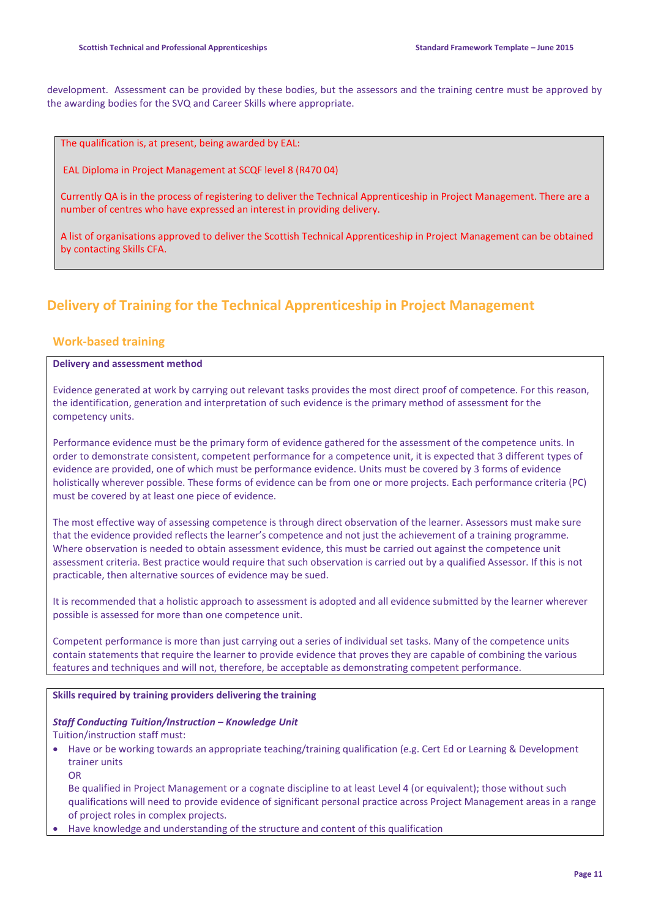development. Assessment can be provided by these bodies, but the assessors and the training centre must be approved by the awarding bodies for the SVQ and Career Skills where appropriate.

The qualification is, at present, being awarded by EAL:

EAL Diploma in Project Management at SCQF level 8 (R470 04)

Currently QA is in the process of registering to deliver the Technical Apprenticeship in Project Management. There are a number of centres who have expressed an interest in providing delivery.

A list of organisations approved to deliver the Scottish Technical Apprenticeship in Project Management can be obtained by contacting Skills CFA.

# Delivery of Training for the Technical Apprenticeship in Project Management

## Work-based training

**Delivery and assessment method**

Evidence generated at work by carrying out relevant tasks provides the most direct proof of competence. For this reason, the identification, generation and interpretation of such evidence is the primary method of assessment for the competency units.

Performance evidence must be the primary form of evidence gathered for the assessment of the competence units. In order to demonstrate consistent, competent performance for a competence unit, it is expected that 3 different types of evidence are provided, one of which must be performance evidence. Units must be covered by 3 forms of evidence holistically wherever possible. These forms of evidence can be from one or more projects. Each performance criteria (PC) must be covered by at least one piece of evidence.

The most effective way of assessing competence is through direct observation of the learner. Assessors must make sure that the evidence provided reflects the learner's competence and not just the achievement of a training programme. Where observation is needed to obtain assessment evidence, this must be carried out against the competence unit assessment criteria. Best practice would require that such observation is carried out by a qualified Assessor. If this is not practicable, then alternative sources of evidence may be sued.

It is recommended that a holistic approach to assessment is adopted and all evidence submitted by the learner wherever possible is assessed for more than one competence unit.

Competent performance is more than just carrying out a series of individual set tasks. Many of the competence units contain statements that require the learner to provide evidence that proves they are capable of combining the various features and techniques and will not, therefore, be acceptable as demonstrating competent performance.

**Skills required by training providers delivering the training**

***Staff Conducting Tuition/Instruction – Knowledge Unit***

Tuition/instruction staff must:

- Have or be working towards an appropriate teaching/training qualification (e.g. Cert Ed or Learning & Development trainer units
  OR
  Be qualified in Project Management or a cognate discipline to at least Level 4 (or equivalent); those without such qualifications will need to provide evidence of significant personal practice across Project Management areas in a range of project roles in complex projects.
- Have knowledge and understanding of the structure and content of this qualification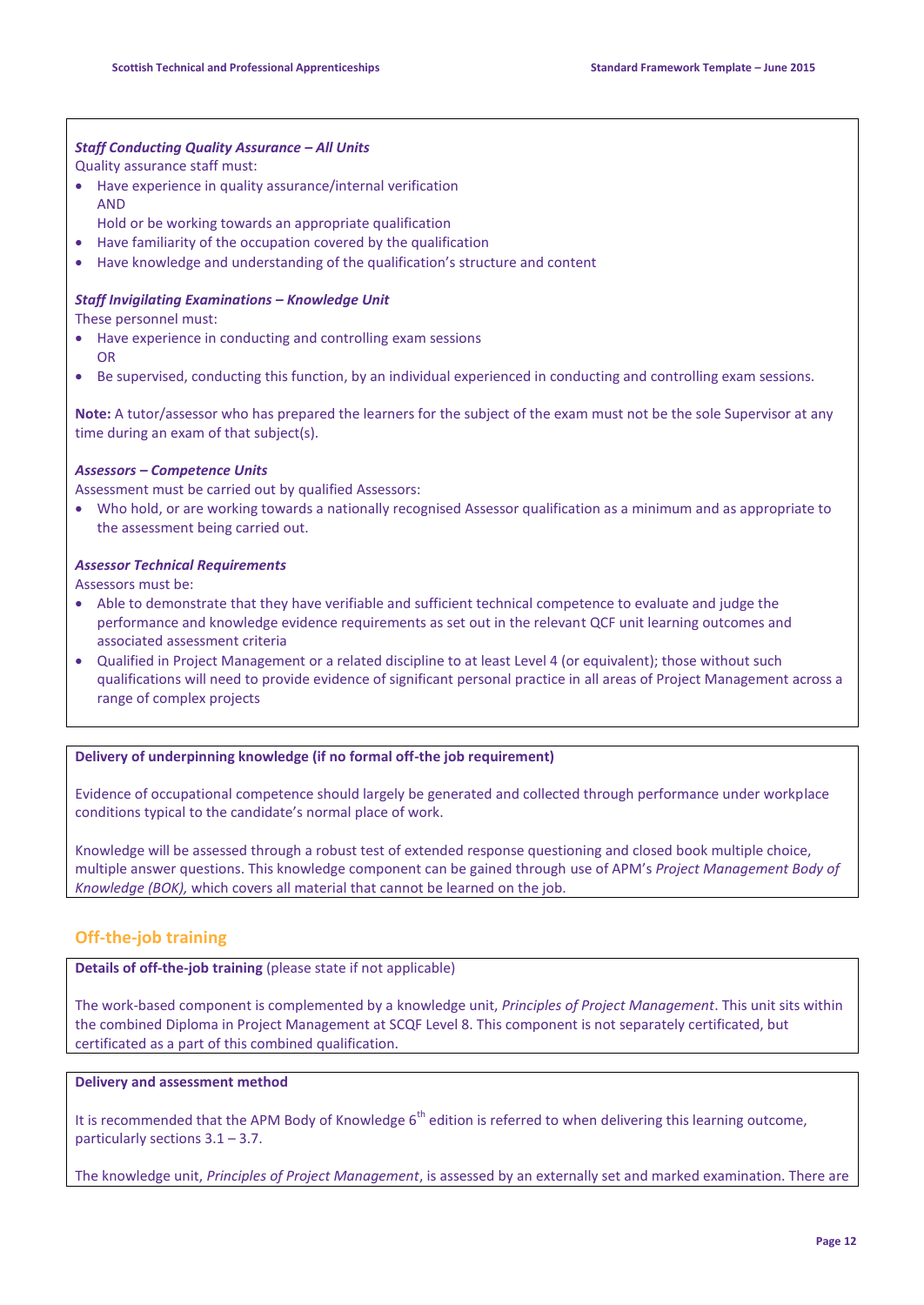***Staff Conducting Quality Assurance – All Units***

Quality assurance staff must:

- Have experience in quality assurance/internal verification
  AND
  Hold or be working towards an appropriate qualification
- Have familiarity of the occupation covered by the qualification
- Have knowledge and understanding of the qualification's structure and content

***Staff Invigilating Examinations – Knowledge Unit***

These personnel must:

- Have experience in conducting and controlling exam sessions
  OR
- Be supervised, conducting this function, by an individual experienced in conducting and controlling exam sessions.

**Note:** A tutor/assessor who has prepared the learners for the subject of the exam must not be the sole Supervisor at any time during an exam of that subject(s).

***Assessors – Competence Units***

Assessment must be carried out by qualified Assessors:

- Who hold, or are working towards a nationally recognised Assessor qualification as a minimum and as appropriate to the assessment being carried out.

***Assessor Technical Requirements***

Assessors must be:

- Able to demonstrate that they have verifiable and sufficient technical competence to evaluate and judge the performance and knowledge evidence requirements as set out in the relevant QCF unit learning outcomes and associated assessment criteria
- Qualified in Project Management or a related discipline to at least Level 4 (or equivalent); those without such qualifications will need to provide evidence of significant personal practice in all areas of Project Management across a range of complex projects

**Delivery of underpinning knowledge (if no formal off-the job requirement)**

Evidence of occupational competence should largely be generated and collected through performance under workplace conditions typical to the candidate's normal place of work.

Knowledge will be assessed through a robust test of extended response questioning and closed book multiple choice, multiple answer questions. This knowledge component can be gained through use of APM's *Project Management Body of Knowledge (BOK),* which covers all material that cannot be learned on the job.

## Off-the-job training

**Details of off-the-job training** (please state if not applicable)

The work-based component is complemented by a knowledge unit, *Principles of Project Management*. This unit sits within the combined Diploma in Project Management at SCQF Level 8. This component is not separately certificated, but certificated as a part of this combined qualification.

**Delivery and assessment method**

It is recommended that the APM Body of Knowledge 6th edition is referred to when delivering this learning outcome, particularly sections 3.1 – 3.7.

The knowledge unit, *Principles of Project Management*, is assessed by an externally set and marked examination. There are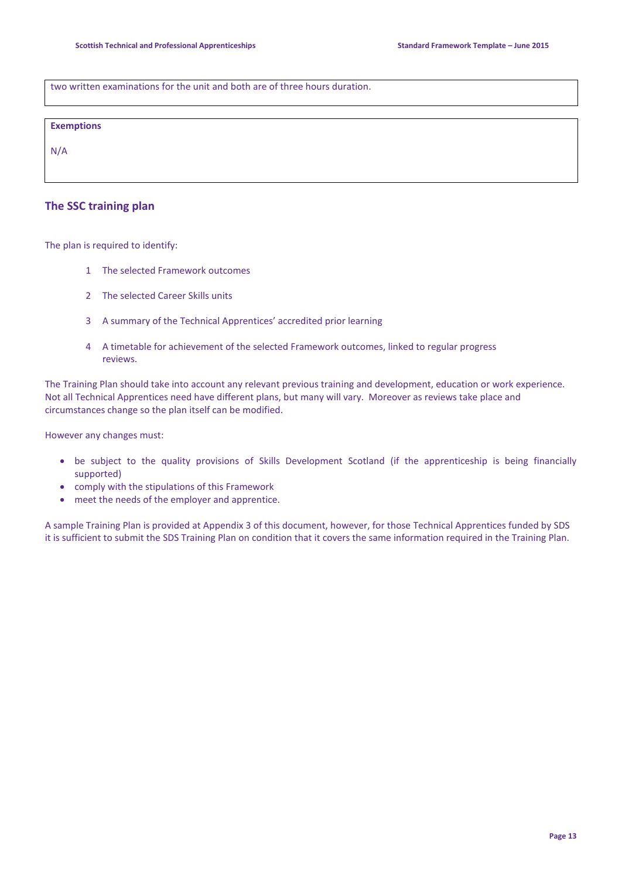two written examinations for the unit and both are of three hours duration.

**Exemptions**

N/A

## The SSC training plan

The plan is required to identify:

1. The selected Framework outcomes
2. The selected Career Skills units
3. A summary of the Technical Apprentices' accredited prior learning
4. A timetable for achievement of the selected Framework outcomes, linked to regular progress reviews.

The Training Plan should take into account any relevant previous training and development, education or work experience. Not all Technical Apprentices need have different plans, but many will vary. Moreover as reviews take place and circumstances change so the plan itself can be modified.

However any changes must:

- be subject to the quality provisions of Skills Development Scotland (if the apprenticeship is being financially supported)
- comply with the stipulations of this Framework
- meet the needs of the employer and apprentice.

A sample Training Plan is provided at Appendix 3 of this document, however, for those Technical Apprentices funded by SDS it is sufficient to submit the SDS Training Plan on condition that it covers the same information required in the Training Plan.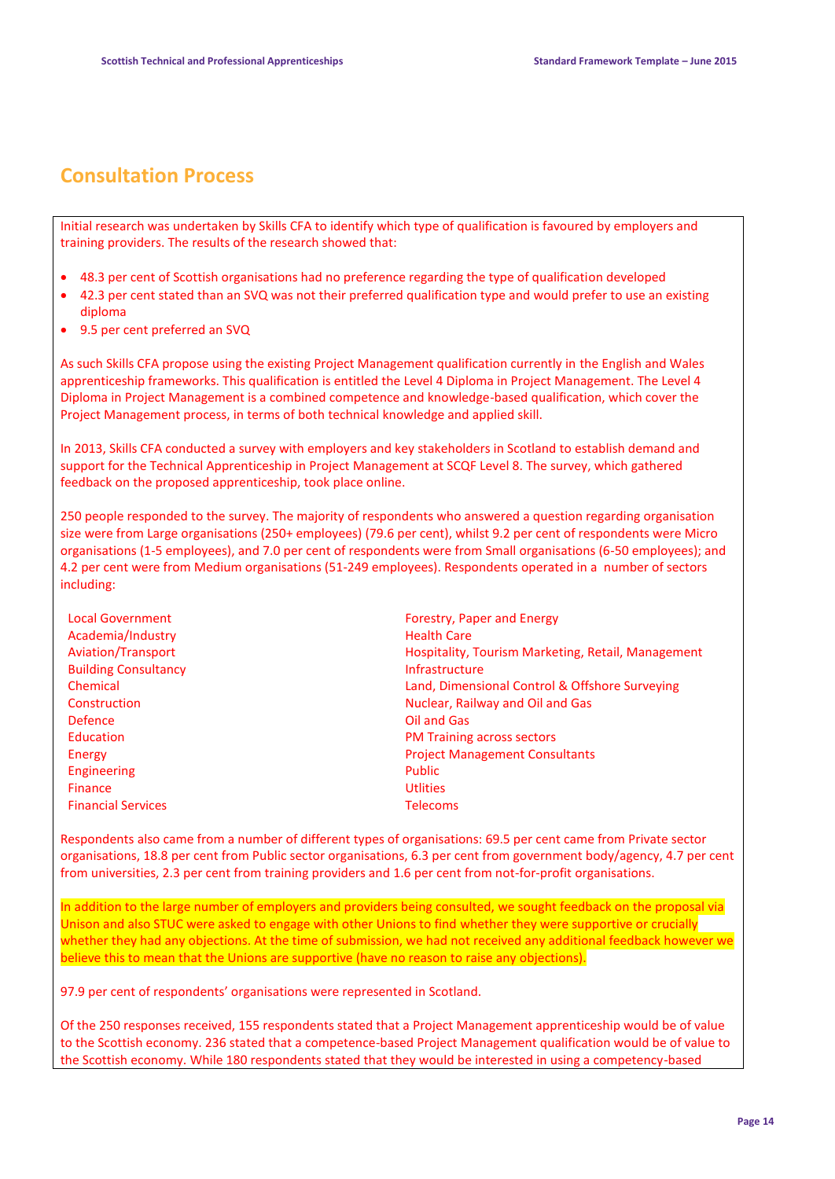## Consultation Process

Initial research was undertaken by Skills CFA to identify which type of qualification is favoured by employers and training providers. The results of the research showed that:

- 48.3 per cent of Scottish organisations had no preference regarding the type of qualification developed
- 42.3 per cent stated than an SVQ was not their preferred qualification type and would prefer to use an existing diploma
- 9.5 per cent preferred an SVQ

As such Skills CFA propose using the existing Project Management qualification currently in the English and Wales apprenticeship frameworks. This qualification is entitled the Level 4 Diploma in Project Management. The Level 4 Diploma in Project Management is a combined competence and knowledge-based qualification, which cover the Project Management process, in terms of both technical knowledge and applied skill.

In 2013, Skills CFA conducted a survey with employers and key stakeholders in Scotland to establish demand and support for the Technical Apprenticeship in Project Management at SCQF Level 8. The survey, which gathered feedback on the proposed apprenticeship, took place online.

250 people responded to the survey. The majority of respondents who answered a question regarding organisation size were from Large organisations (250+ employees) (79.6 per cent), whilst 9.2 per cent of respondents were Micro organisations (1-5 employees), and 7.0 per cent of respondents were from Small organisations (6-50 employees); and 4.2 per cent were from Medium organisations (51-249 employees). Respondents operated in a number of sectors including:

Local Government
Academia/Industry
Aviation/Transport
Building Consultancy
Chemical
Construction
Defence
Education
Energy
Engineering
Finance
Financial Services
Forestry, Paper and Energy
Health Care
Hospitality, Tourism Marketing, Retail, Management
Infrastructure
Land, Dimensional Control & Offshore Surveying
Nuclear, Railway and Oil and Gas
Oil and Gas
PM Training across sectors
Project Management Consultants
Public
Utlities
Telecoms

Respondents also came from a number of different types of organisations: 69.5 per cent came from Private sector organisations, 18.8 per cent from Public sector organisations, 6.3 per cent from government body/agency, 4.7 per cent from universities, 2.3 per cent from training providers and 1.6 per cent from not-for-profit organisations.

In addition to the large number of employers and providers being consulted, we sought feedback on the proposal via Unison and also STUC were asked to engage with other Unions to find whether they were supportive or crucially whether they had any objections. At the time of submission, we had not received any additional feedback however we believe this to mean that the Unions are supportive (have no reason to raise any objections).

97.9 per cent of respondents' organisations were represented in Scotland.

Of the 250 responses received, 155 respondents stated that a Project Management apprenticeship would be of value to the Scottish economy. 236 stated that a competence-based Project Management qualification would be of value to the Scottish economy. While 180 respondents stated that they would be interested in using a competency-based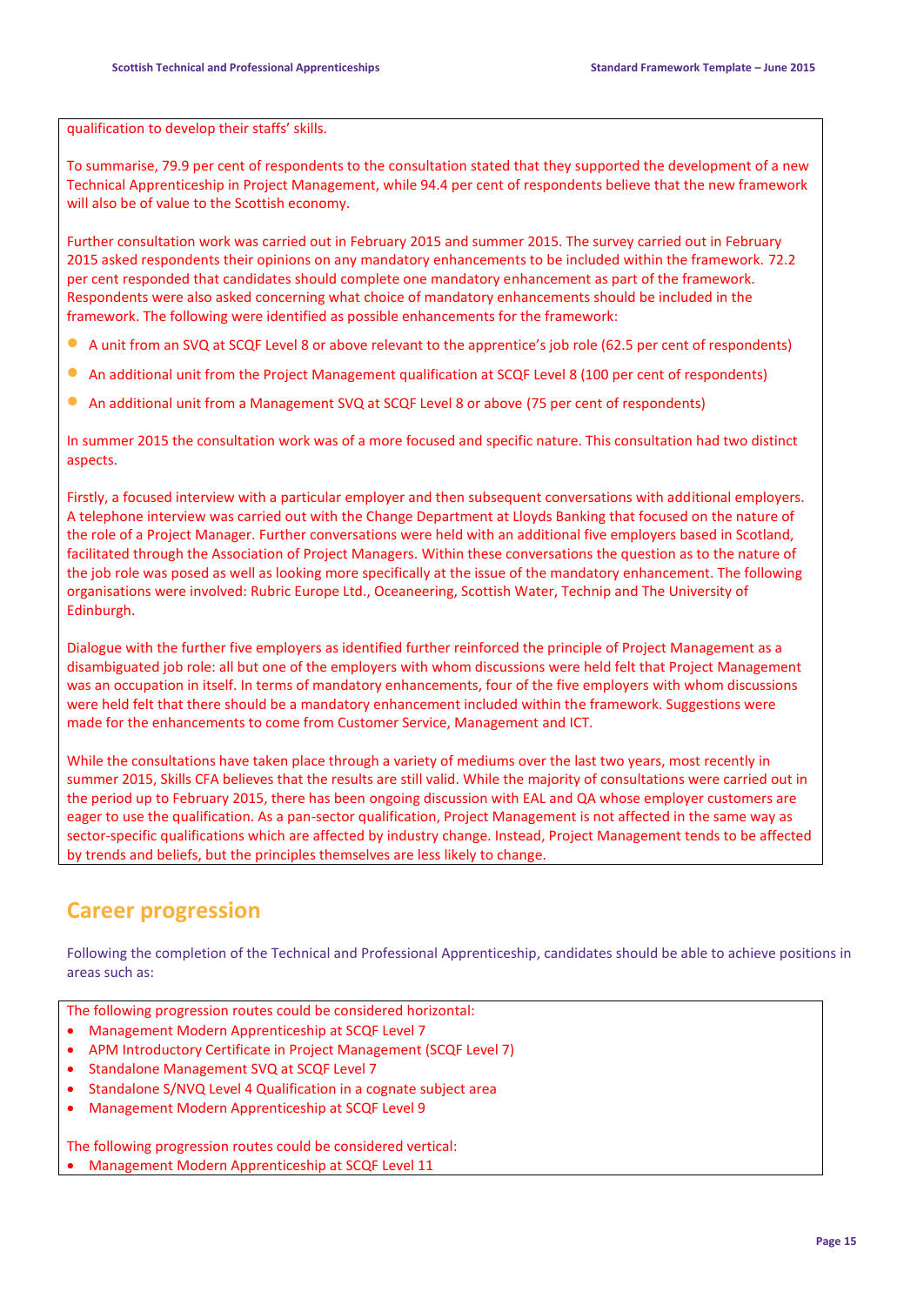qualification to develop their staffs' skills.

To summarise, 79.9 per cent of respondents to the consultation stated that they supported the development of a new Technical Apprenticeship in Project Management, while 94.4 per cent of respondents believe that the new framework will also be of value to the Scottish economy.

Further consultation work was carried out in February 2015 and summer 2015. The survey carried out in February 2015 asked respondents their opinions on any mandatory enhancements to be included within the framework. 72.2 per cent responded that candidates should complete one mandatory enhancement as part of the framework. Respondents were also asked concerning what choice of mandatory enhancements should be included in the framework. The following were identified as possible enhancements for the framework:

- A unit from an SVQ at SCQF Level 8 or above relevant to the apprentice's job role (62.5 per cent of respondents)
- An additional unit from the Project Management qualification at SCQF Level 8 (100 per cent of respondents)
- An additional unit from a Management SVQ at SCQF Level 8 or above (75 per cent of respondents)

In summer 2015 the consultation work was of a more focused and specific nature. This consultation had two distinct aspects.

Firstly, a focused interview with a particular employer and then subsequent conversations with additional employers. A telephone interview was carried out with the Change Department at Lloyds Banking that focused on the nature of the role of a Project Manager. Further conversations were held with an additional five employers based in Scotland, facilitated through the Association of Project Managers. Within these conversations the question as to the nature of the job role was posed as well as looking more specifically at the issue of the mandatory enhancement. The following organisations were involved: Rubric Europe Ltd., Oceaneering, Scottish Water, Technip and The University of Edinburgh.

Dialogue with the further five employers as identified further reinforced the principle of Project Management as a disambiguated job role: all but one of the employers with whom discussions were held felt that Project Management was an occupation in itself. In terms of mandatory enhancements, four of the five employers with whom discussions were held felt that there should be a mandatory enhancement included within the framework. Suggestions were made for the enhancements to come from Customer Service, Management and ICT.

While the consultations have taken place through a variety of mediums over the last two years, most recently in summer 2015, Skills CFA believes that the results are still valid. While the majority of consultations were carried out in the period up to February 2015, there has been ongoing discussion with EAL and QA whose employer customers are eager to use the qualification. As a pan-sector qualification, Project Management is not affected in the same way as sector-specific qualifications which are affected by industry change. Instead, Project Management tends to be affected by trends and beliefs, but the principles themselves are less likely to change.

## Career progression

Following the completion of the Technical and Professional Apprenticeship, candidates should be able to achieve positions in areas such as:

The following progression routes could be considered horizontal:

- Management Modern Apprenticeship at SCQF Level 7
- APM Introductory Certificate in Project Management (SCQF Level 7)
- Standalone Management SVQ at SCQF Level 7
- Standalone S/NVQ Level 4 Qualification in a cognate subject area
- Management Modern Apprenticeship at SCQF Level 9

The following progression routes could be considered vertical:

- Management Modern Apprenticeship at SCQF Level 11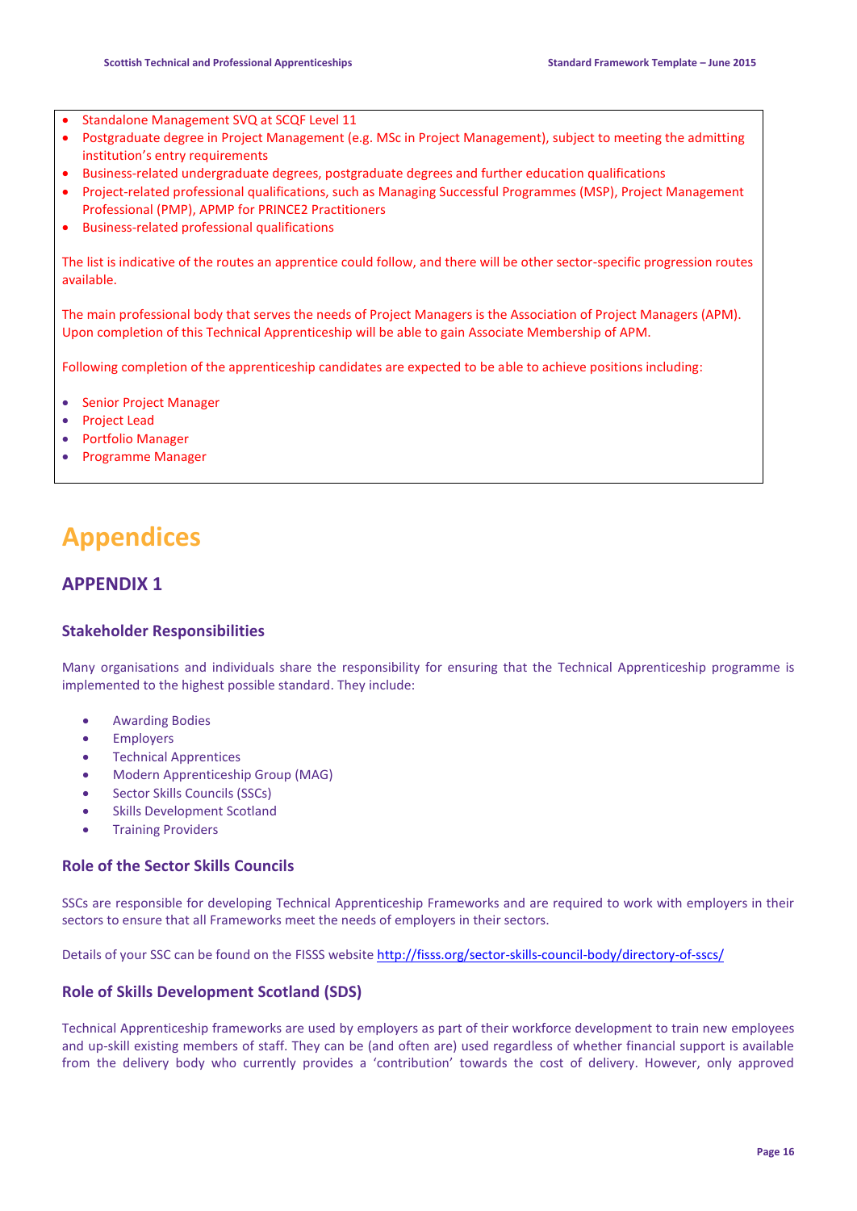- Standalone Management SVQ at SCQF Level 11
- Postgraduate degree in Project Management (e.g. MSc in Project Management), subject to meeting the admitting institution's entry requirements
- Business-related undergraduate degrees, postgraduate degrees and further education qualifications
- Project-related professional qualifications, such as Managing Successful Programmes (MSP), Project Management Professional (PMP), APMP for PRINCE2 Practitioners
- Business-related professional qualifications

The list is indicative of the routes an apprentice could follow, and there will be other sector-specific progression routes available.

The main professional body that serves the needs of Project Managers is the Association of Project Managers (APM). Upon completion of this Technical Apprenticeship will be able to gain Associate Membership of APM.

Following completion of the apprenticeship candidates are expected to be able to achieve positions including:

- Senior Project Manager
- Project Lead
- Portfolio Manager
- Programme Manager

# Appendices

## APPENDIX 1

### Stakeholder Responsibilities

Many organisations and individuals share the responsibility for ensuring that the Technical Apprenticeship programme is implemented to the highest possible standard. They include:

- Awarding Bodies
- Employers
- Technical Apprentices
- Modern Apprenticeship Group (MAG)
- Sector Skills Councils (SSCs)
- Skills Development Scotland
- Training Providers

### Role of the Sector Skills Councils

SSCs are responsible for developing Technical Apprenticeship Frameworks and are required to work with employers in their sectors to ensure that all Frameworks meet the needs of employers in their sectors.

Details of your SSC can be found on the FISSS website http://fisss.org/sector-skills-council-body/directory-of-sscs/

### Role of Skills Development Scotland (SDS)

Technical Apprenticeship frameworks are used by employers as part of their workforce development to train new employees and up-skill existing members of staff. They can be (and often are) used regardless of whether financial support is available from the delivery body who currently provides a 'contribution' towards the cost of delivery. However, only approved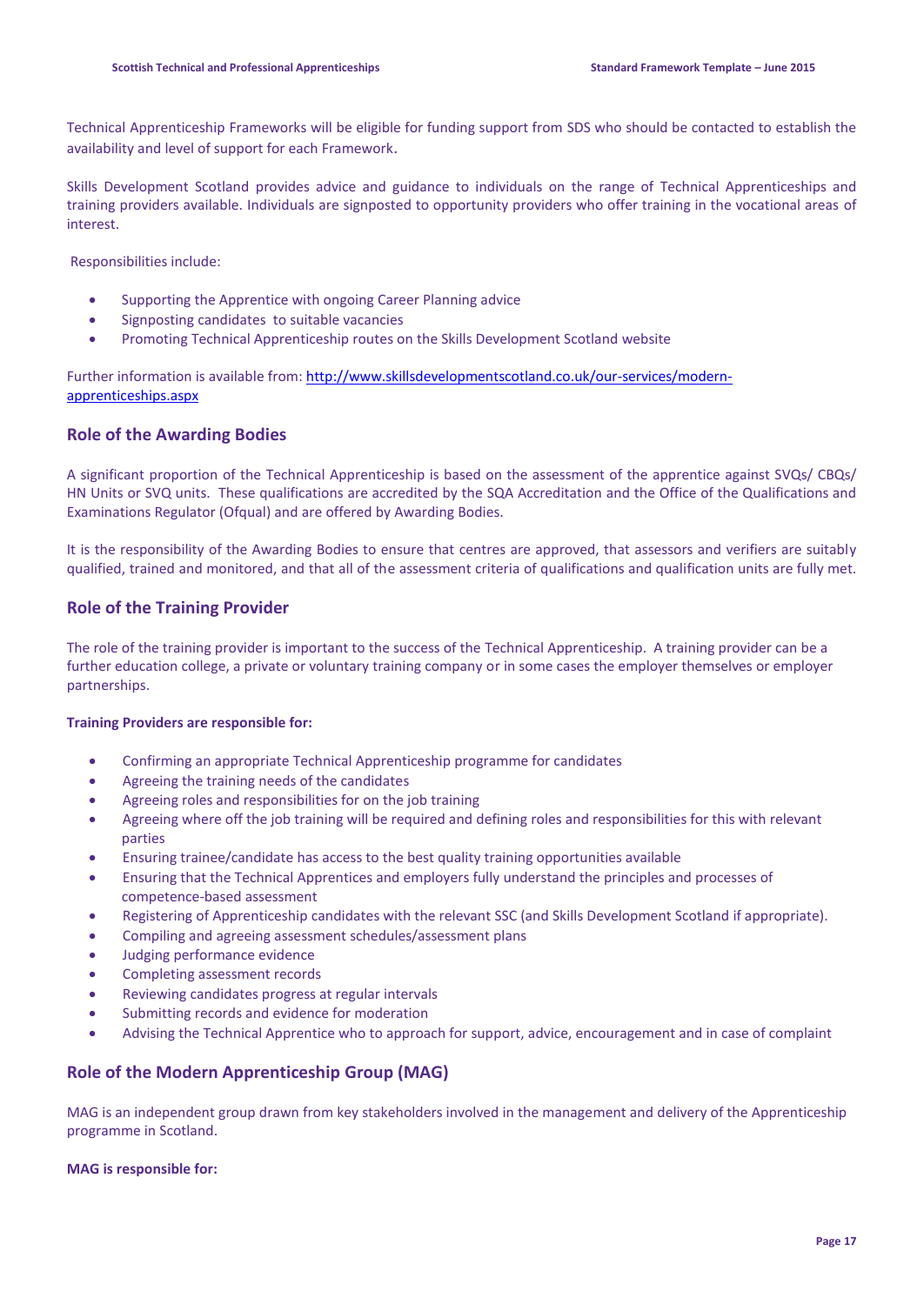Technical Apprenticeship Frameworks will be eligible for funding support from SDS who should be contacted to establish the availability and level of support for each Framework.

Skills Development Scotland provides advice and guidance to individuals on the range of Technical Apprenticeships and training providers available. Individuals are signposted to opportunity providers who offer training in the vocational areas of interest.

Responsibilities include:

- Supporting the Apprentice with ongoing Career Planning advice
- Signposting candidates to suitable vacancies
- Promoting Technical Apprenticeship routes on the Skills Development Scotland website

Further information is available from: [http://www.skillsdevelopmentscotland.co.uk/our-services/modern-apprenticeships.aspx](http://www.skillsdevelopmentscotland.co.uk/our-services/modern-apprenticeships.aspx)

## Role of the Awarding Bodies

A significant proportion of the Technical Apprenticeship is based on the assessment of the apprentice against SVQs/ CBQs/ HN Units or SVQ units. These qualifications are accredited by the SQA Accreditation and the Office of the Qualifications and Examinations Regulator (Ofqual) and are offered by Awarding Bodies.

It is the responsibility of the Awarding Bodies to ensure that centres are approved, that assessors and verifiers are suitably qualified, trained and monitored, and that all of the assessment criteria of qualifications and qualification units are fully met.

## Role of the Training Provider

The role of the training provider is important to the success of the Technical Apprenticeship. A training provider can be a further education college, a private or voluntary training company or in some cases the employer themselves or employer partnerships.

**Training Providers are responsible for:**

- Confirming an appropriate Technical Apprenticeship programme for candidates
- Agreeing the training needs of the candidates
- Agreeing roles and responsibilities for on the job training
- Agreeing where off the job training will be required and defining roles and responsibilities for this with relevant parties
- Ensuring trainee/candidate has access to the best quality training opportunities available
- Ensuring that the Technical Apprentices and employers fully understand the principles and processes of competence-based assessment
- Registering of Apprenticeship candidates with the relevant SSC (and Skills Development Scotland if appropriate).
- Compiling and agreeing assessment schedules/assessment plans
- Judging performance evidence
- Completing assessment records
- Reviewing candidates progress at regular intervals
- Submitting records and evidence for moderation
- Advising the Technical Apprentice who to approach for support, advice, encouragement and in case of complaint

## Role of the Modern Apprenticeship Group (MAG)

MAG is an independent group drawn from key stakeholders involved in the management and delivery of the Apprenticeship programme in Scotland.

**MAG is responsible for:**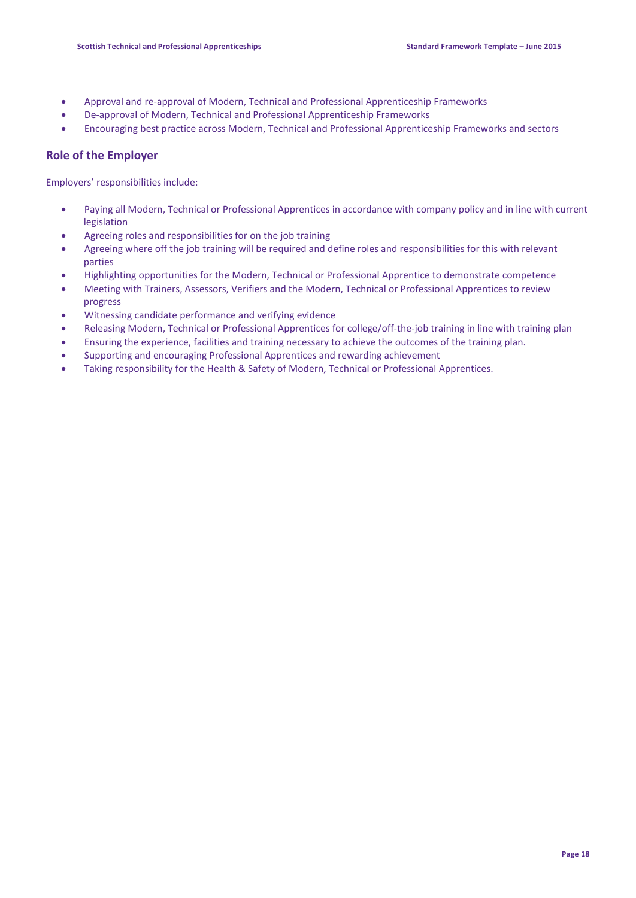- Approval and re-approval of Modern, Technical and Professional Apprenticeship Frameworks
- De-approval of Modern, Technical and Professional Apprenticeship Frameworks
- Encouraging best practice across Modern, Technical and Professional Apprenticeship Frameworks and sectors

## Role of the Employer

Employers' responsibilities include:

- Paying all Modern, Technical or Professional Apprentices in accordance with company policy and in line with current legislation
- Agreeing roles and responsibilities for on the job training
- Agreeing where off the job training will be required and define roles and responsibilities for this with relevant parties
- Highlighting opportunities for the Modern, Technical or Professional Apprentice to demonstrate competence
- Meeting with Trainers, Assessors, Verifiers and the Modern, Technical or Professional Apprentices to review progress
- Witnessing candidate performance and verifying evidence
- Releasing Modern, Technical or Professional Apprentices for college/off-the-job training in line with training plan
- Ensuring the experience, facilities and training necessary to achieve the outcomes of the training plan.
- Supporting and encouraging Professional Apprentices and rewarding achievement
- Taking responsibility for the Health & Safety of Modern, Technical or Professional Apprentices.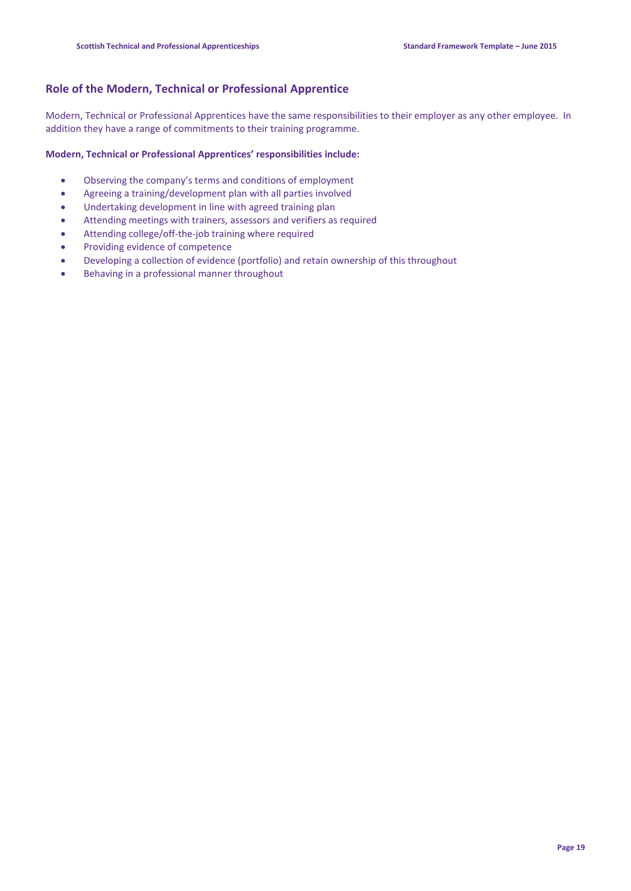## Role of the Modern, Technical or Professional Apprentice

Modern, Technical or Professional Apprentices have the same responsibilities to their employer as any other employee. In addition they have a range of commitments to their training programme.

**Modern, Technical or Professional Apprentices' responsibilities include:**

- Observing the company's terms and conditions of employment
- Agreeing a training/development plan with all parties involved
- Undertaking development in line with agreed training plan
- Attending meetings with trainers, assessors and verifiers as required
- Attending college/off-the-job training where required
- Providing evidence of competence
- Developing a collection of evidence (portfolio) and retain ownership of this throughout
- Behaving in a professional manner throughout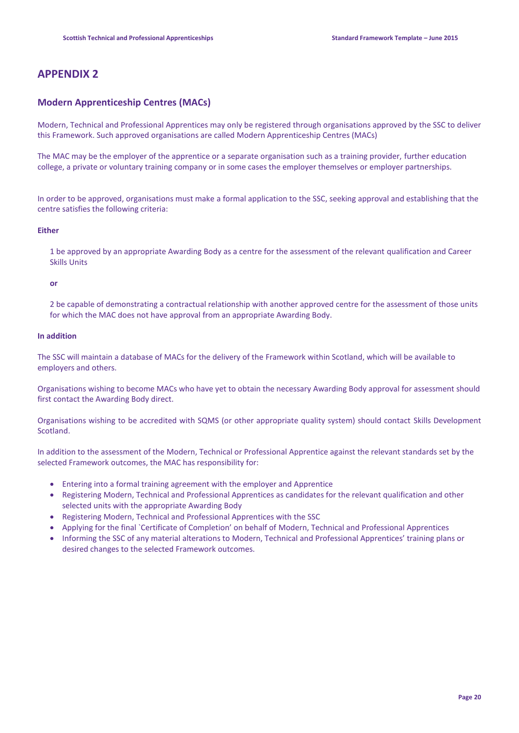# APPENDIX 2

## Modern Apprenticeship Centres (MACs)

Modern, Technical and Professional Apprentices may only be registered through organisations approved by the SSC to deliver this Framework. Such approved organisations are called Modern Apprenticeship Centres (MACs)

The MAC may be the employer of the apprentice or a separate organisation such as a training provider, further education college, a private or voluntary training company or in some cases the employer themselves or employer partnerships.

In order to be approved, organisations must make a formal application to the SSC, seeking approval and establishing that the centre satisfies the following criteria:

**Either**

1 be approved by an appropriate Awarding Body as a centre for the assessment of the relevant qualification and Career Skills Units

**or**

2 be capable of demonstrating a contractual relationship with another approved centre for the assessment of those units for which the MAC does not have approval from an appropriate Awarding Body.

**In addition**

The SSC will maintain a database of MACs for the delivery of the Framework within Scotland, which will be available to employers and others.

Organisations wishing to become MACs who have yet to obtain the necessary Awarding Body approval for assessment should first contact the Awarding Body direct.

Organisations wishing to be accredited with SQMS (or other appropriate quality system) should contact Skills Development Scotland.

In addition to the assessment of the Modern, Technical or Professional Apprentice against the relevant standards set by the selected Framework outcomes, the MAC has responsibility for:

- Entering into a formal training agreement with the employer and Apprentice
- Registering Modern, Technical and Professional Apprentices as candidates for the relevant qualification and other selected units with the appropriate Awarding Body
- Registering Modern, Technical and Professional Apprentices with the SSC
- Applying for the final `Certificate of Completion' on behalf of Modern, Technical and Professional Apprentices
- Informing the SSC of any material alterations to Modern, Technical and Professional Apprentices' training plans or desired changes to the selected Framework outcomes.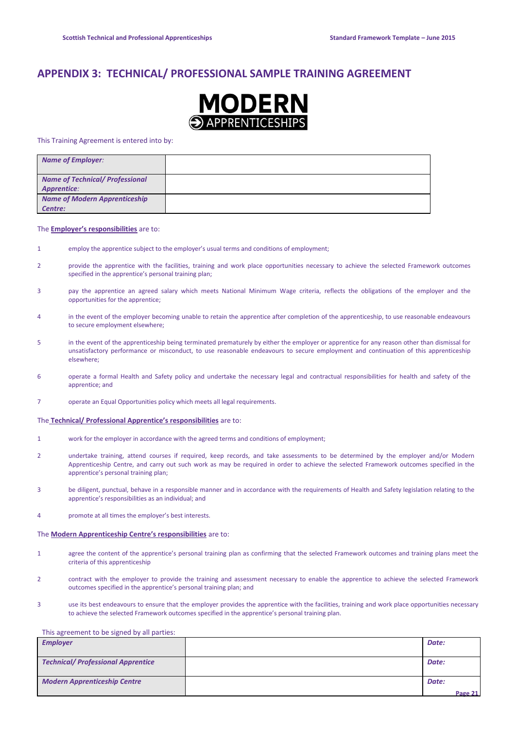# APPENDIX 3: TECHNICAL/ PROFESSIONAL SAMPLE TRAINING AGREEMENT

**MODERN APPRENTICESHIPS**

This Training Agreement is entered into by:

| | |
|---|---|
| ***Name of Employer:*** | |
| ***Name of Technical/ Professional Apprentice:*** | |
| ***Name of Modern Apprenticeship Centre:*** | |

The **Employer's responsibilities** are to:

1. employ the apprentice subject to the employer's usual terms and conditions of employment;
2. provide the apprentice with the facilities, training and work place opportunities necessary to achieve the selected Framework outcomes specified in the apprentice's personal training plan;
3. pay the apprentice an agreed salary which meets National Minimum Wage criteria, reflects the obligations of the employer and the opportunities for the apprentice;
4. in the event of the employer becoming unable to retain the apprentice after completion of the apprenticeship, to use reasonable endeavours to secure employment elsewhere;
5. in the event of the apprenticeship being terminated prematurely by either the employer or apprentice for any reason other than dismissal for unsatisfactory performance or misconduct, to use reasonable endeavours to secure employment and continuation of this apprenticeship elsewhere;
6. operate a formal Health and Safety policy and undertake the necessary legal and contractual responsibilities for health and safety of the apprentice; and
7. operate an Equal Opportunities policy which meets all legal requirements.

The **Technical/ Professional Apprentice's responsibilities** are to:

1. work for the employer in accordance with the agreed terms and conditions of employment;
2. undertake training, attend courses if required, keep records, and take assessments to be determined by the employer and/or Modern Apprenticeship Centre, and carry out such work as may be required in order to achieve the selected Framework outcomes specified in the apprentice's personal training plan;
3. be diligent, punctual, behave in a responsible manner and in accordance with the requirements of Health and Safety legislation relating to the apprentice's responsibilities as an individual; and
4. promote at all times the employer's best interests.

The **Modern Apprenticeship Centre's responsibilities** are to:

1. agree the content of the apprentice's personal training plan as confirming that the selected Framework outcomes and training plans meet the criteria of this apprenticeship
2. contract with the employer to provide the training and assessment necessary to enable the apprentice to achieve the selected Framework outcomes specified in the apprentice's personal training plan; and
3. use its best endeavours to ensure that the employer provides the apprentice with the facilities, training and work place opportunities necessary to achieve the selected Framework outcomes specified in the apprentice's personal training plan.

This agreement to be signed by all parties:

| | | |
|---|---|---|
| ***Employer*** | | ***Date:*** |
| ***Technical/ Professional Apprentice*** | | ***Date:*** |
| ***Modern Apprenticeship Centre*** | | ***Date:*** |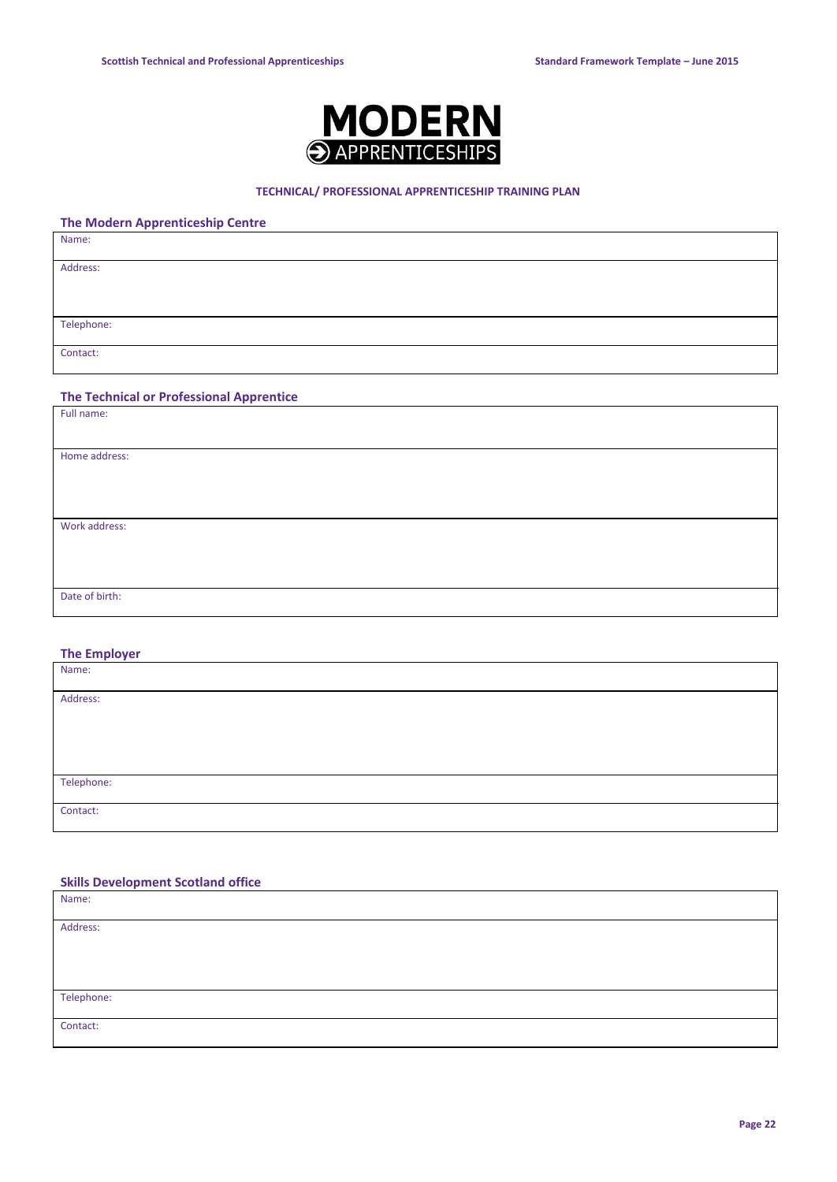**MODERN APPRENTICESHIPS**

# TECHNICAL/ PROFESSIONAL APPRENTICESHIP TRAINING PLAN

## The Modern Apprenticeship Centre

| Name: |
|---|
| Address: |
| Telephone: |
| Contact: |

## The Technical or Professional Apprentice

| Full name: |
|---|
| Home address: |
| Work address: |
| Date of birth: |

## The Employer

| Name: |
|---|
| Address: |
| Telephone: |
| Contact: |

## Skills Development Scotland office

| Name: |
|---|
| Address: |
| Telephone: |
| Contact: |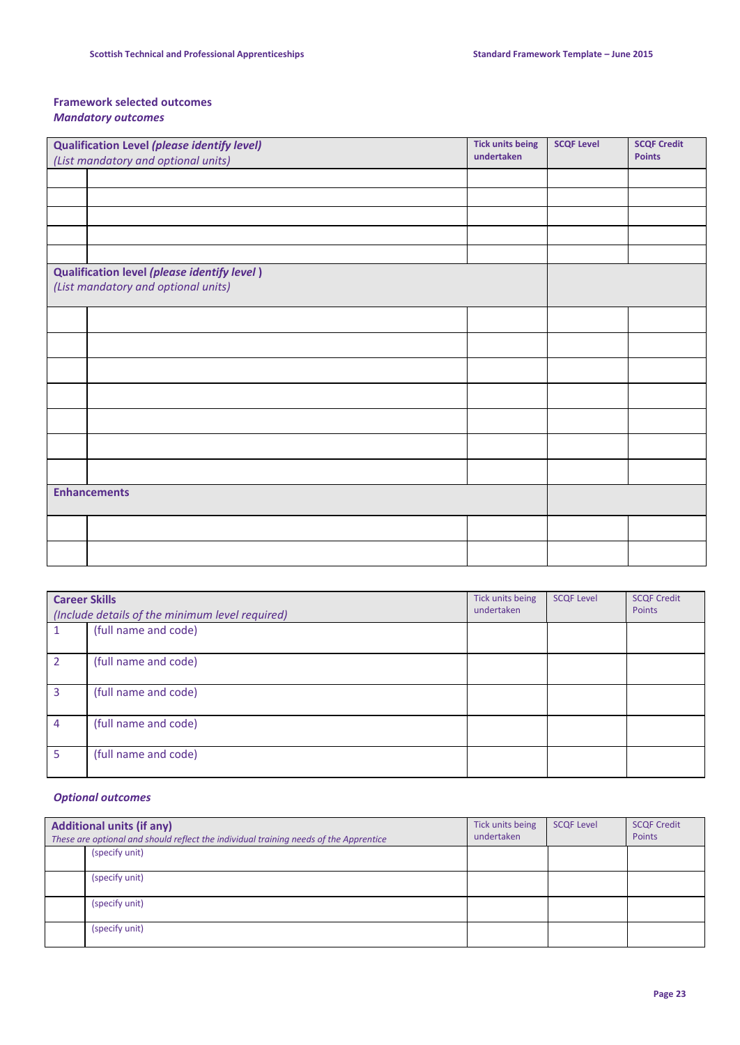### Framework selected outcomes

***Mandatory outcomes***

| **Qualification Level *(please identify level)*** *(List mandatory and optional units)* | | Tick units being undertaken | SCQF Level | SCQF Credit Points |
|---|---|---|---|---|
| | | | | |
| | | | | |
| | | | | |
| | | | | |
| | | | | |
| **Qualification level *(please identify level )*** *(List mandatory and optional units)* | | | | |
| | | | | |
| | | | | |
| | | | | |
| | | | | |
| | | | | |
| | | | | |
| | | | | |
| **Enhancements** | | | | |
| | | | | |
| | | | | |

| **Career Skills** *(Include details of the minimum level required)* | | Tick units being undertaken | SCQF Level | SCQF Credit Points |
|---|---|---|---|---|
| 1 | (full name and code) | | | |
| 2 | (full name and code) | | | |
| 3 | (full name and code) | | | |
| 4 | (full name and code) | | | |
| 5 | (full name and code) | | | |

***Optional outcomes***

| **Additional units (if any)** *These are optional and should reflect the individual training needs of the Apprentice* | | Tick units being undertaken | SCQF Level | SCQF Credit Points |
|---|---|---|---|---|
| | (specify unit) | | | |
| | (specify unit) | | | |
| | (specify unit) | | | |
| | (specify unit) | | | |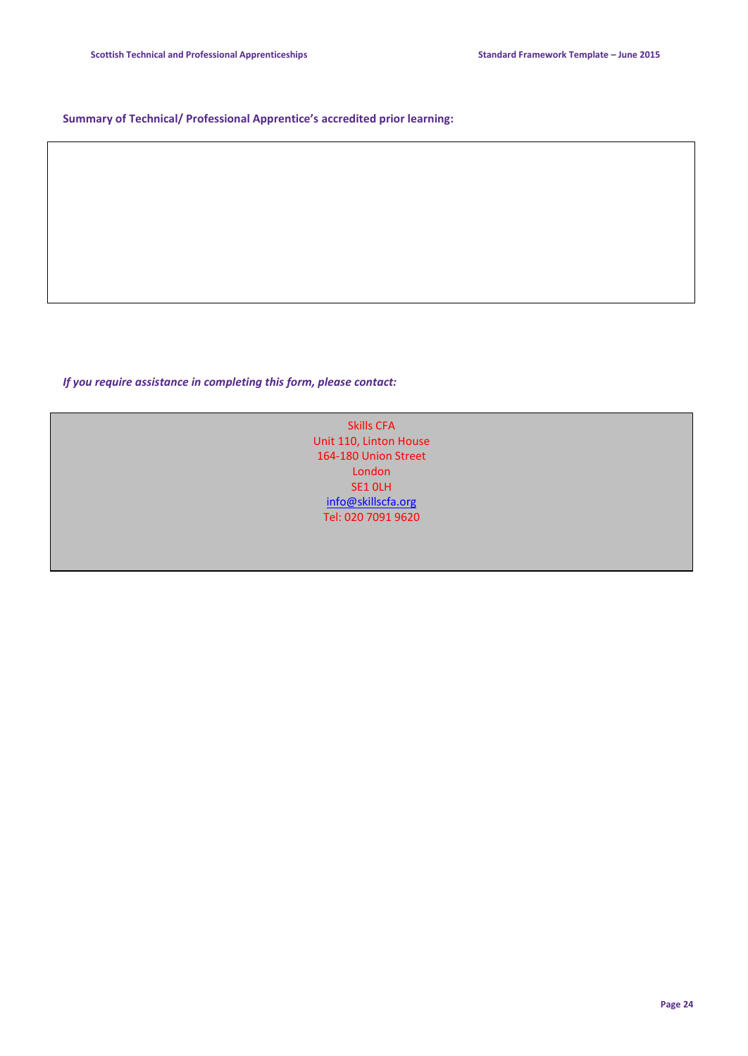**Summary of Technical/ Professional Apprentice's accredited prior learning:**

| |
|---|
| |

***If you require assistance in completing this form, please contact:***

| |
|---|
| Skills CFA<br>Unit 110, Linton House<br>164-180 Union Street<br>London<br>SE1 0LH<br>info@skillscfa.org<br>Tel: 020 7091 9620 |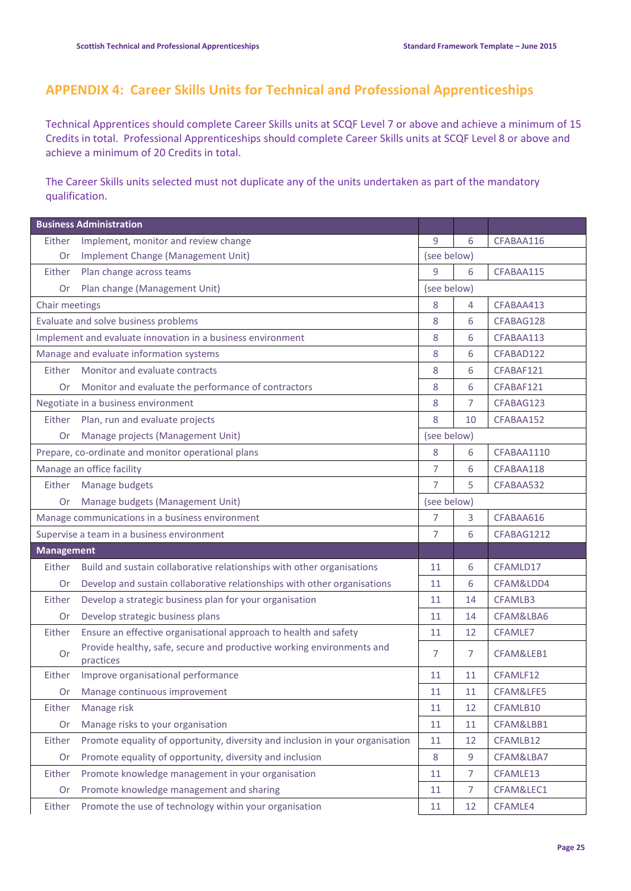## APPENDIX 4: Career Skills Units for Technical and Professional Apprenticeships

Technical Apprentices should complete Career Skills units at SCQF Level 7 or above and achieve a minimum of 15 Credits in total. Professional Apprenticeships should complete Career Skills units at SCQF Level 8 or above and achieve a minimum of 20 Credits in total.

The Career Skills units selected must not duplicate any of the units undertaken as part of the mandatory qualification.

| Business Administration | | | | |
|---|---|---|---|---|
| Either | Implement, monitor and review change | 9 | 6 | CFABAA116 |
| Or | Implement Change (Management Unit) | (see below) | | |
| Either | Plan change across teams | 9 | 6 | CFABAA115 |
| Or | Plan change (Management Unit) | (see below) | | |
| Chair meetings | | 8 | 4 | CFABAA413 |
| Evaluate and solve business problems | | 8 | 6 | CFABAG128 |
| Implement and evaluate innovation in a business environment | | 8 | 6 | CFABAA113 |
| Manage and evaluate information systems | | 8 | 6 | CFABAD122 |
| Either | Monitor and evaluate contracts | 8 | 6 | CFABAF121 |
| Or | Monitor and evaluate the performance of contractors | 8 | 6 | CFABAF121 |
| Negotiate in a business environment | | 8 | 7 | CFABAG123 |
| Either | Plan, run and evaluate projects | 8 | 10 | CFABAA152 |
| Or | Manage projects (Management Unit) | (see below) | | |
| Prepare, co-ordinate and monitor operational plans | | 8 | 6 | CFABAA1110 |
| Manage an office facility | | 7 | 6 | CFABAA118 |
| Either | Manage budgets | 7 | 5 | CFABAA532 |
| Or | Manage budgets (Management Unit) | (see below) | | |
| Manage communications in a business environment | | 7 | 3 | CFABAA616 |
| Supervise a team in a business environment | | 7 | 6 | CFABAG1212 |
| **Management** | | | | |
| Either | Build and sustain collaborative relationships with other organisations | 11 | 6 | CFAMLD17 |
| Or | Develop and sustain collaborative relationships with other organisations | 11 | 6 | CFAM&LDD4 |
| Either | Develop a strategic business plan for your organisation | 11 | 14 | CFAMLB3 |
| Or | Develop strategic business plans | 11 | 14 | CFAM&LBA6 |
| Either | Ensure an effective organisational approach to health and safety | 11 | 12 | CFAMLE7 |
| Or | Provide healthy, safe, secure and productive working environments and practices | 7 | 7 | CFAM&LEB1 |
| Either | Improve organisational performance | 11 | 11 | CFAMLF12 |
| Or | Manage continuous improvement | 11 | 11 | CFAM&LFE5 |
| Either | Manage risk | 11 | 12 | CFAMLB10 |
| Or | Manage risks to your organisation | 11 | 11 | CFAM&LBB1 |
| Either | Promote equality of opportunity, diversity and inclusion in your organisation | 11 | 12 | CFAMLB12 |
| Or | Promote equality of opportunity, diversity and inclusion | 8 | 9 | CFAM&LBA7 |
| Either | Promote knowledge management in your organisation | 11 | 7 | CFAMLE13 |
| Or | Promote knowledge management and sharing | 11 | 7 | CFAM&LEC1 |
| Either | Promote the use of technology within your organisation | 11 | 12 | CFAMLE4 |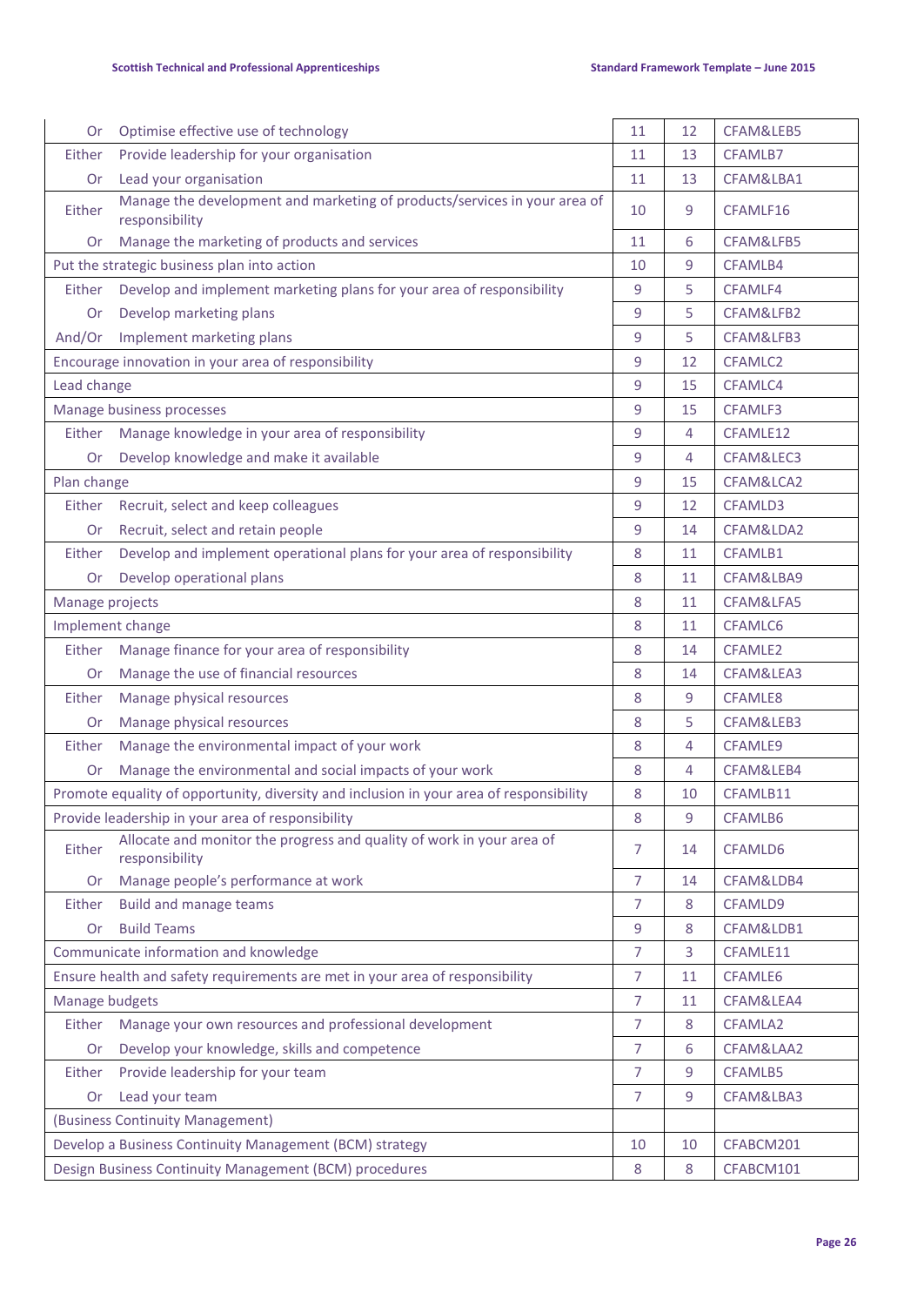| | | | | |
|---|---|---|---|---|
| Or | Optimise effective use of technology | 11 | 12 | CFAM&LEB5 |
| Either | Provide leadership for your organisation | 11 | 13 | CFAMLB7 |
| Or | Lead your organisation | 11 | 13 | CFAM&LBA1 |
| Either | Manage the development and marketing of products/services in your area of responsibility | 10 | 9 | CFAMLF16 |
| Or | Manage the marketing of products and services | 11 | 6 | CFAM&LFB5 |
| Put the strategic business plan into action | | 10 | 9 | CFAMLB4 |
| Either | Develop and implement marketing plans for your area of responsibility | 9 | 5 | CFAMLF4 |
| Or | Develop marketing plans | 9 | 5 | CFAM&LFB2 |
| And/Or | Implement marketing plans | 9 | 5 | CFAM&LFB3 |
| Encourage innovation in your area of responsibility | | 9 | 12 | CFAMLC2 |
| Lead change | | 9 | 15 | CFAMLC4 |
| Manage business processes | | 9 | 15 | CFAMLF3 |
| Either | Manage knowledge in your area of responsibility | 9 | 4 | CFAMLE12 |
| Or | Develop knowledge and make it available | 9 | 4 | CFAM&LEC3 |
| Plan change | | 9 | 15 | CFAM&LCA2 |
| Either | Recruit, select and keep colleagues | 9 | 12 | CFAMLD3 |
| Or | Recruit, select and retain people | 9 | 14 | CFAM&LDA2 |
| Either | Develop and implement operational plans for your area of responsibility | 8 | 11 | CFAMLB1 |
| Or | Develop operational plans | 8 | 11 | CFAM&LBA9 |
| Manage projects | | 8 | 11 | CFAM&LFA5 |
| Implement change | | 8 | 11 | CFAMLC6 |
| Either | Manage finance for your area of responsibility | 8 | 14 | CFAMLE2 |
| Or | Manage the use of financial resources | 8 | 14 | CFAM&LEA3 |
| Either | Manage physical resources | 8 | 9 | CFAMLE8 |
| Or | Manage physical resources | 8 | 5 | CFAM&LEB3 |
| Either | Manage the environmental impact of your work | 8 | 4 | CFAMLE9 |
| Or | Manage the environmental and social impacts of your work | 8 | 4 | CFAM&LEB4 |
| Promote equality of opportunity, diversity and inclusion in your area of responsibility | | 8 | 10 | CFAMLB11 |
| Provide leadership in your area of responsibility | | 8 | 9 | CFAMLB6 |
| Either | Allocate and monitor the progress and quality of work in your area of responsibility | 7 | 14 | CFAMLD6 |
| Or | Manage people's performance at work | 7 | 14 | CFAM&LDB4 |
| Either | Build and manage teams | 7 | 8 | CFAMLD9 |
| Or | Build Teams | 9 | 8 | CFAM&LDB1 |
| Communicate information and knowledge | | 7 | 3 | CFAMLE11 |
| Ensure health and safety requirements are met in your area of responsibility | | 7 | 11 | CFAMLE6 |
| Manage budgets | | 7 | 11 | CFAM&LEA4 |
| Either | Manage your own resources and professional development | 7 | 8 | CFAMLA2 |
| Or | Develop your knowledge, skills and competence | 7 | 6 | CFAM&LAA2 |
| Either | Provide leadership for your team | 7 | 9 | CFAMLB5 |
| Or | Lead your team | 7 | 9 | CFAM&LBA3 |
| (Business Continuity Management) | | | | |
| Develop a Business Continuity Management (BCM) strategy | | 10 | 10 | CFABCM201 |
| Design Business Continuity Management (BCM) procedures | | 8 | 8 | CFABCM101 |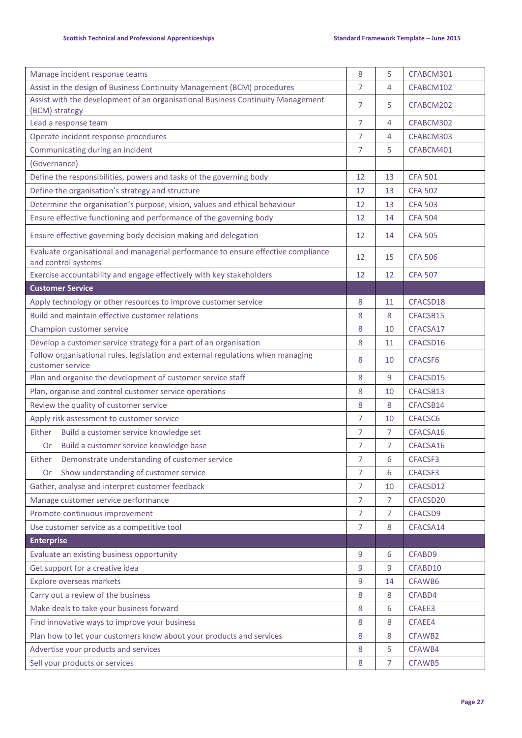| | | | |
|---|---|---|---|
| Manage incident response teams | 8 | 5 | CFABCM301 |
| Assist in the design of Business Continuity Management (BCM) procedures | 7 | 4 | CFABCM102 |
| Assist with the development of an organisational Business Continuity Management (BCM) strategy | 7 | 5 | CFABCM202 |
| Lead a response team | 7 | 4 | CFABCM302 |
| Operate incident response procedures | 7 | 4 | CFABCM303 |
| Communicating during an incident | 7 | 5 | CFABCM401 |
| (Governance) | | | |
| Define the responsibilities, powers and tasks of the governing body | 12 | 13 | CFA 501 |
| Define the organisation's strategy and structure | 12 | 13 | CFA 502 |
| Determine the organisation's purpose, vision, values and ethical behaviour | 12 | 13 | CFA 503 |
| Ensure effective functioning and performance of the governing body | 12 | 14 | CFA 504 |
| Ensure effective governing body decision making and delegation | 12 | 14 | CFA 505 |
| Evaluate organisational and managerial performance to ensure effective compliance and control systems | 12 | 15 | CFA 506 |
| Exercise accountability and engage effectively with key stakeholders | 12 | 12 | CFA 507 |
| **Customer Service** | | | |
| Apply technology or other resources to improve customer service | 8 | 11 | CFACSD18 |
| Build and maintain effective customer relations | 8 | 8 | CFACSB15 |
| Champion customer service | 8 | 10 | CFACSA17 |
| Develop a customer service strategy for a part of an organisation | 8 | 11 | CFACSD16 |
| Follow organisational rules, legislation and external regulations when managing customer service | 8 | 10 | CFACSF6 |
| Plan and organise the development of customer service staff | 8 | 9 | CFACSD15 |
| Plan, organise and control customer service operations | 8 | 10 | CFACSB13 |
| Review the quality of customer service | 8 | 8 | CFACSB14 |
| Apply risk assessment to customer service | 7 | 10 | CFACSC6 |
| Either Build a customer service knowledge set | 7 | 7 | CFACSA16 |
| Or Build a customer service knowledge base | 7 | 7 | CFACSA16 |
| Either Demonstrate understanding of customer service | 7 | 6 | CFACSF3 |
| Or Show understanding of customer service | 7 | 6 | CFACSF3 |
| Gather, analyse and interpret customer feedback | 7 | 10 | CFACSD12 |
| Manage customer service performance | 7 | 7 | CFACSD20 |
| Promote continuous improvement | 7 | 7 | CFACSD9 |
| Use customer service as a competitive tool | 7 | 8 | CFACSA14 |
| **Enterprise** | | | |
| Evaluate an existing business opportunity | 9 | 6 | CFABD9 |
| Get support for a creative idea | 9 | 9 | CFABD10 |
| Explore overseas markets | 9 | 14 | CFAWB6 |
| Carry out a review of the business | 8 | 8 | CFABD4 |
| Make deals to take your business forward | 8 | 6 | CFAEE3 |
| Find innovative ways to improve your business | 8 | 8 | CFAEE4 |
| Plan how to let your customers know about your products and services | 8 | 8 | CFAWB2 |
| Advertise your products and services | 8 | 5 | CFAWB4 |
| Sell your products or services | 8 | 7 | CFAWB5 |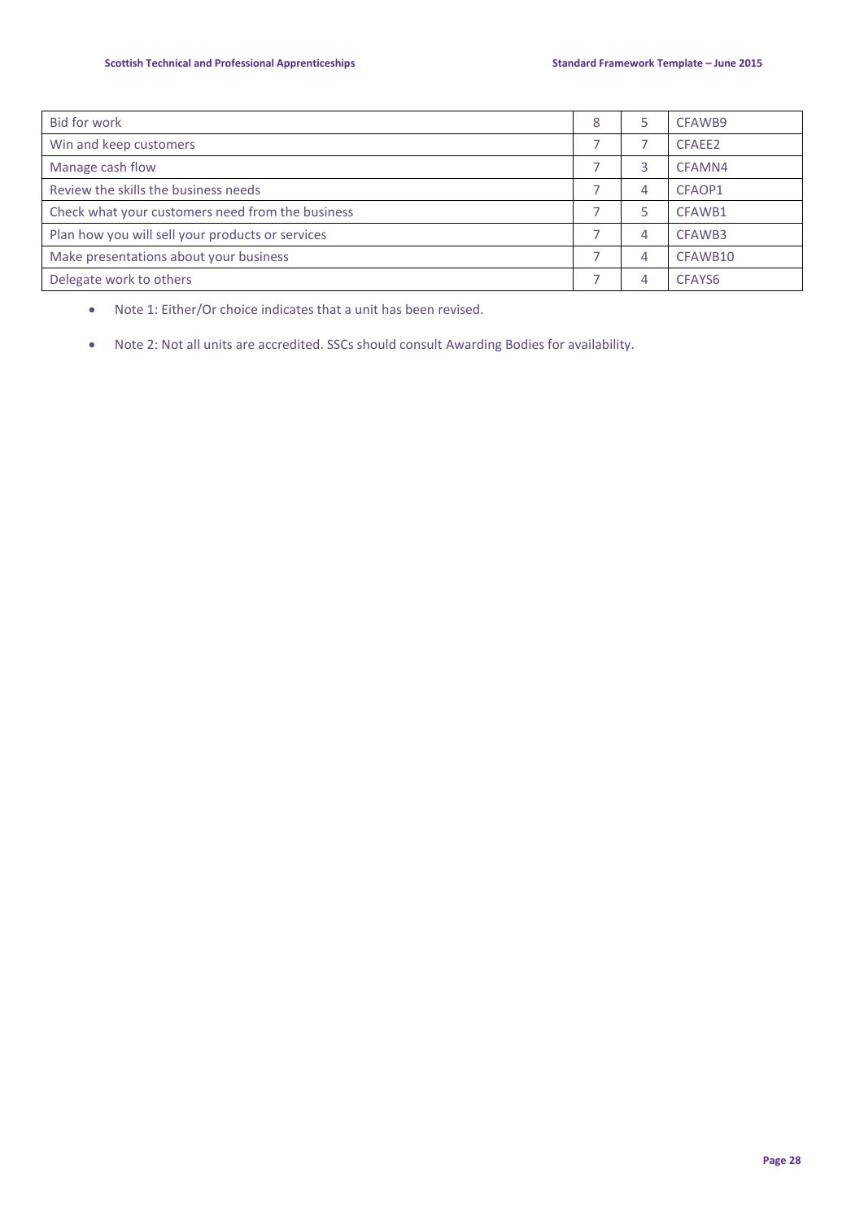| | | | |
|---|---|---|---|
| Bid for work | 8 | 5 | CFAWB9 |
| Win and keep customers | 7 | 7 | CFAEE2 |
| Manage cash flow | 7 | 3 | CFAMN4 |
| Review the skills the business needs | 7 | 4 | CFAOP1 |
| Check what your customers need from the business | 7 | 5 | CFAWB1 |
| Plan how you will sell your products or services | 7 | 4 | CFAWB3 |
| Make presentations about your business | 7 | 4 | CFAWB10 |
| Delegate work to others | 7 | 4 | CFAYS6 |

- Note 1: Either/Or choice indicates that a unit has been revised.
- Note 2: Not all units are accredited. SSCs should consult Awarding Bodies for availability.